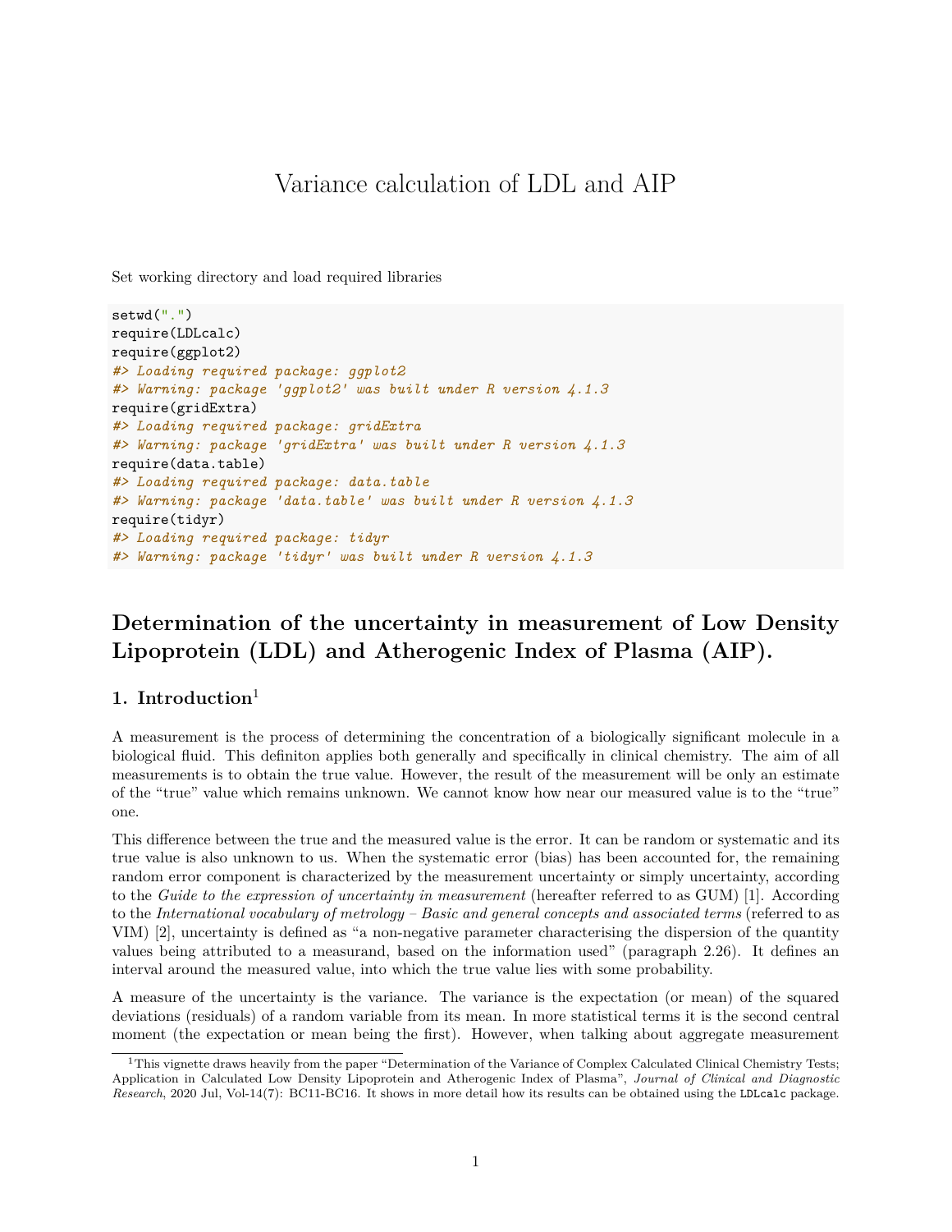# Variance calculation of LDL and AIP

Set working directory and load required libraries

```
setwd(".")
require(LDLcalc)
require(ggplot2)
#> Loading required package: ggplot2
#> Warning: package 'ggplot2' was built under R version 4.1.3
require(gridExtra)
#> Loading required package: gridExtra
#> Warning: package 'gridExtra' was built under R version 4.1.3
require(data.table)
#> Loading required package: data.table
#> Warning: package 'data.table' was built under R version 4.1.3
require(tidyr)
#> Loading required package: tidyr
#> Warning: package 'tidyr' was built under R version 4.1.3
```

## Determination of the uncertainty in measurement of Low Density Lipoprotein (LDL) and Atherogenic Index of Plasma (AIP).

### 1. Introduction[1]

A measurement is the process of determining the concentration of a biologically significant molecule in a biological fluid. This definiton applies both generally and specifically in clinical chemistry. The aim of all measurements is to obtain the true value. However, the result of the measurement will be only an estimate of the "true" value which remains unknown. We cannot know how near our measured value is to the "true" one.

This difference between the true and the measured value is the error. It can be random or systematic and its true value is also unknown to us. When the systematic error (bias) has been accounted for, the remaining random error component is characterized by the measurement uncertainty or simply uncertainty, according to the *Guide to the expression of uncertainty in measurement* (hereafter referred to as GUM) [1]. According to the *International vocabulary of metrology – Basic and general concepts and associated terms* (referred to as VIM) [2], uncertainty is defined as "a non-negative parameter characterising the dispersion of the quantity values being attributed to a measurand, based on the information used" (paragraph 2.26). It defines an interval around the measured value, into which the true value lies with some probability.

A measure of the uncertainty is the variance. The variance is the expectation (or mean) of the squared deviations (residuals) of a random variable from its mean. In more statistical terms it is the second central moment (the expectation or mean being the first). However, when talking about aggregate measurement

[1] This vignette draws heavily from the paper "Determination of the Variance of Complex Calculated Clinical Chemistry Tests; Application in Calculated Low Density Lipoprotein and Atherogenic Index of Plasma", *Journal of Clinical and Diagnostic Research*, 2020 Jul, Vol-14(7): BC11-BC16. It shows in more detail how its results can be obtained using the `LDLcalc` package.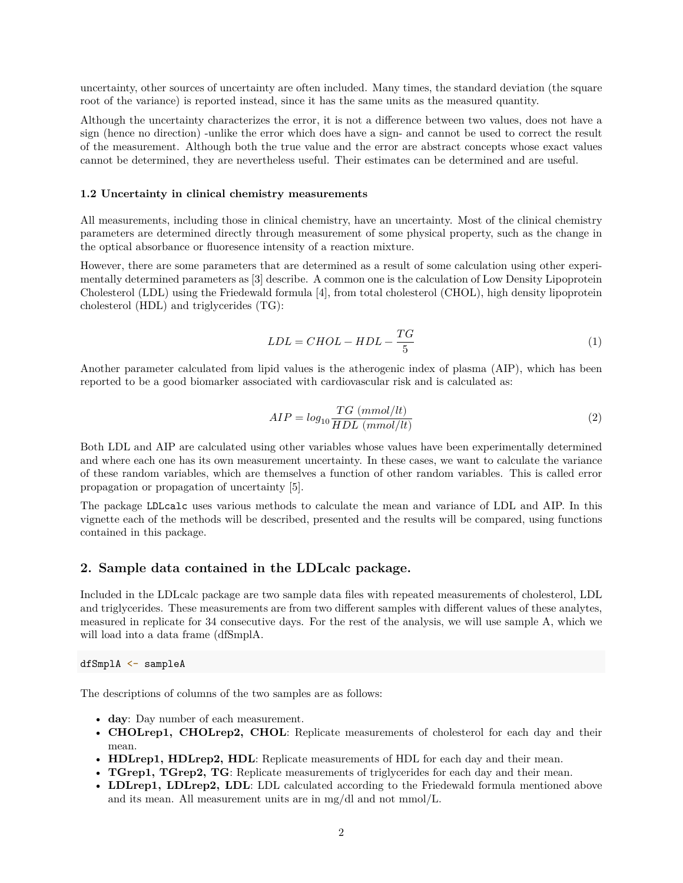uncertainty, other sources of uncertainty are often included. Many times, the standard deviation (the square root of the variance) is reported instead, since it has the same units as the measured quantity.

Although the uncertainty characterizes the error, it is not a difference between two values, does not have a sign (hence no direction) -unlike the error which does have a sign- and cannot be used to correct the result of the measurement. Although both the true value and the error are abstract concepts whose exact values cannot be determined, they are nevertheless useful. Their estimates can be determined and are useful.

### 1.2 Uncertainty in clinical chemistry measurements

All measurements, including those in clinical chemistry, have an uncertainty. Most of the clinical chemistry parameters are determined directly through measurement of some physical property, such as the change in the optical absorbance or fluoresence intensity of a reaction mixture.

However, there are some parameters that are determined as a result of some calculation using other experimentally determined parameters as [3] describe. A common one is the calculation of Low Density Lipoprotein Cholesterol (LDL) using the Friedewald formula [4], from total cholesterol (CHOL), high density lipoprotein cholesterol (HDL) and triglycerides (TG):

$$LDL = CHOL - HDL - \frac{TG}{5} \tag{1}$$

Another parameter calculated from lipid values is the atherogenic index of plasma (AIP), which has been reported to be a good biomarker associated with cardiovascular risk and is calculated as:

$$AIP = log_{10}\frac{TG\ (mmol/lt)}{HDL\ (mmol/lt)} \tag{2}$$

Both LDL and AIP are calculated using other variables whose values have been experimentally determined and where each one has its own measurement uncertainty. In these cases, we want to calculate the variance of these random variables, which are themselves a function of other random variables. This is called error propagation or propagation of uncertainty [5].

The package `LDLcalc` uses various methods to calculate the mean and variance of LDL and AIP. In this vignette each of the methods will be described, presented and the results will be compared, using functions contained in this package.

## 2. Sample data contained in the LDLcalc package.

Included in the LDLcalc package are two sample data files with repeated measurements of cholesterol, LDL and triglycerides. These measurements are from two different samples with different values of these analytes, measured in replicate for 34 consecutive days. For the rest of the analysis, we will use sample A, which we will load into a data frame (dfSmplA.

```
dfSmplA <- sampleA
```

The descriptions of columns of the two samples are as follows:

- **day**: Day number of each measurement.
- **CHOLrep1, CHOLrep2, CHOL**: Replicate measurements of cholesterol for each day and their mean.
- **HDLrep1, HDLrep2, HDL**: Replicate measurements of HDL for each day and their mean.
- **TGrep1, TGrep2, TG**: Replicate measurements of triglycerides for each day and their mean.
- **LDLrep1, LDLrep2, LDL**: LDL calculated according to the Friedewald formula mentioned above and its mean. All measurement units are in mg/dl and not mmol/L.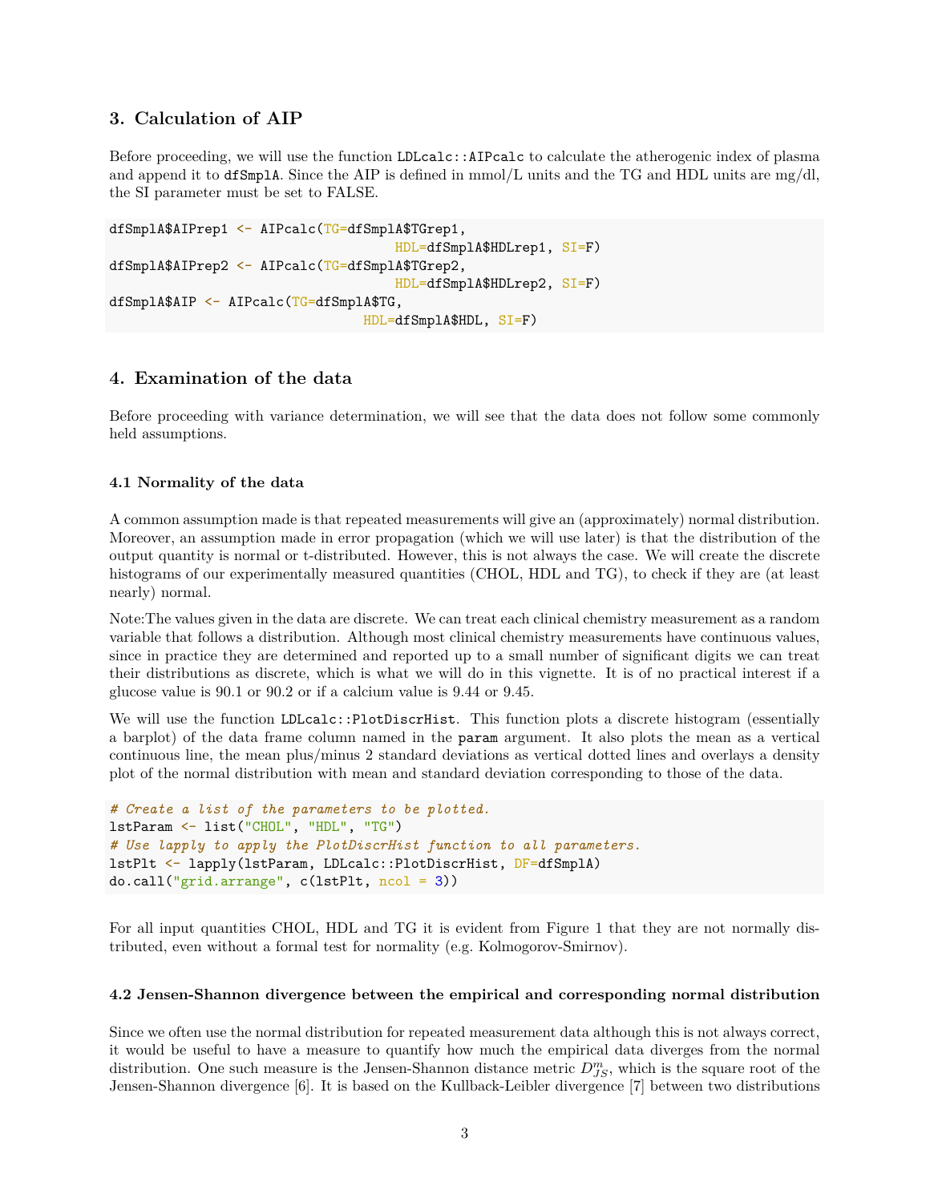## 3. Calculation of AIP

Before proceeding, we will use the function `LDLcalc::AIPcalc` to calculate the atherogenic index of plasma and append it to `dfSmplA`. Since the AIP is defined in mmol/L units and the TG and HDL units are mg/dl, the SI parameter must be set to FALSE.

```
dfSmplA$AIPrep1 <- AIPcalc(TG=dfSmplA$TGrep1,
                                    HDL=dfSmplA$HDLrep1, SI=F)
dfSmplA$AIPrep2 <- AIPcalc(TG=dfSmplA$TGrep2,
                                    HDL=dfSmplA$HDLrep2, SI=F)
dfSmplA$AIP <- AIPcalc(TG=dfSmplA$TG,
                                HDL=dfSmplA$HDL, SI=F)
```

## 4. Examination of the data

Before proceeding with variance determination, we will see that the data does not follow some commonly held assumptions.

### 4.1 Normality of the data

A common assumption made is that repeated measurements will give an (approximately) normal distribution. Moreover, an assumption made in error propagation (which we will use later) is that the distribution of the output quantity is normal or t-distributed. However, this is not always the case. We will create the discrete histograms of our experimentally measured quantities (CHOL, HDL and TG), to check if they are (at least nearly) normal.

Note:The values given in the data are discrete. We can treat each clinical chemistry measurement as a random variable that follows a distribution. Although most clinical chemistry measurements have continuous values, since in practice they are determined and reported up to a small number of significant digits we can treat their distributions as discrete, which is what we will do in this vignette. It is of no practical interest if a glucose value is 90.1 or 90.2 or if a calcium value is 9.44 or 9.45.

We will use the function `LDLcalc::PlotDiscrHist`. This function plots a discrete histogram (essentially a barplot) of the data frame column named in the `param` argument. It also plots the mean as a vertical continuous line, the mean plus/minus 2 standard deviations as vertical dotted lines and overlays a density plot of the normal distribution with mean and standard deviation corresponding to those of the data.

```
# Create a list of the parameters to be plotted.
lstParam <- list("CHOL", "HDL", "TG")
# Use lapply to apply the PlotDiscrHist function to all parameters.
lstPlt <- lapply(lstParam, LDLcalc::PlotDiscrHist, DF=dfSmplA)
do.call("grid.arrange", c(lstPlt, ncol = 3))
```

For all input quantities CHOL, HDL and TG it is evident from Figure 1 that they are not normally distributed, even without a formal test for normality (e.g. Kolmogorov-Smirnov).

### 4.2 Jensen-Shannon divergence between the empirical and corresponding normal distribution

Since we often use the normal distribution for repeated measurement data although this is not always correct, it would be useful to have a measure to quantify how much the empirical data diverges from the normal distribution. One such measure is the Jensen-Shannon distance metric $D_{JS}^{m}$, which is the square root of the Jensen-Shannon divergence [6]. It is based on the Kullback-Leibler divergence [7] between two distributions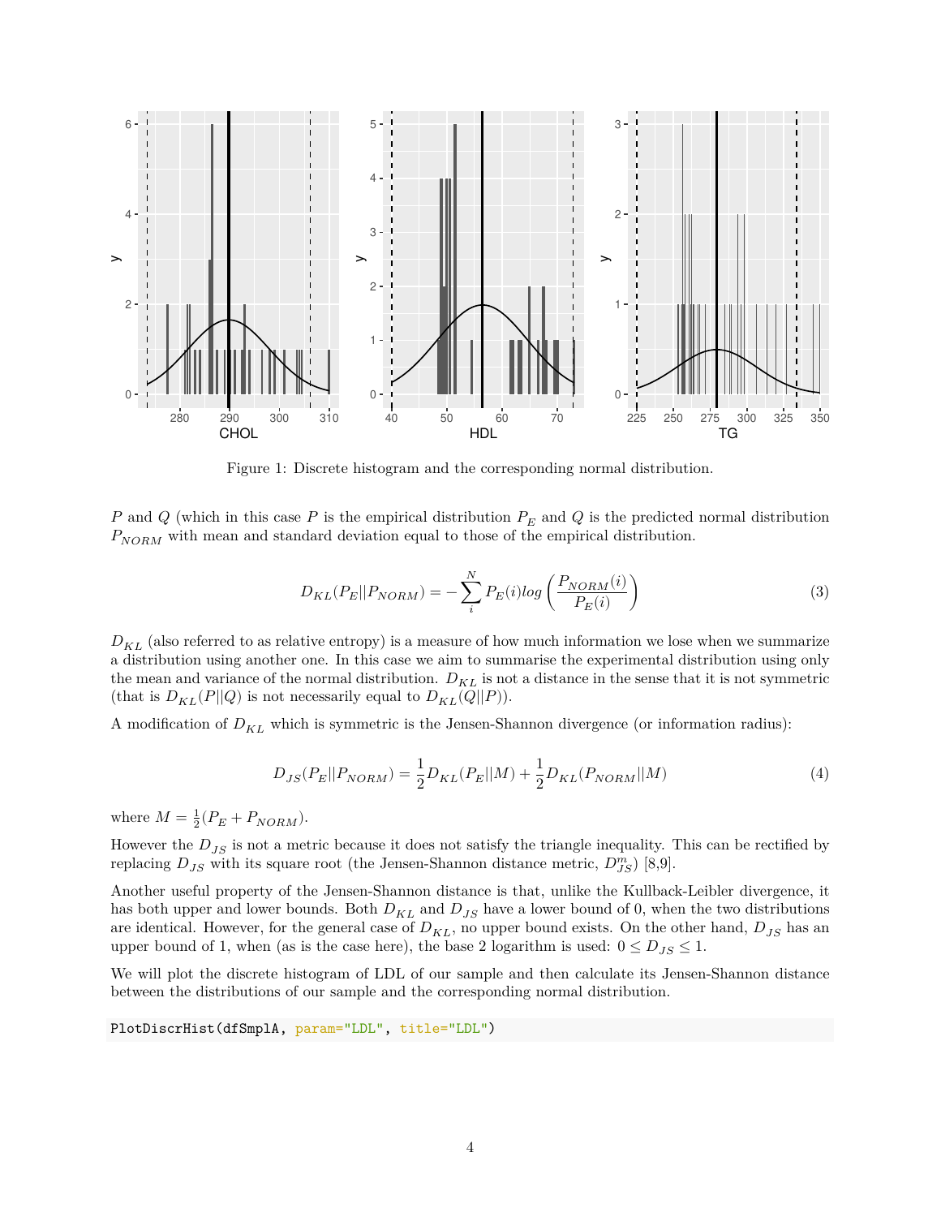y
6
4
2
0
280
290
300
310
CHOL

y
5
4
3
2
1
0
40
50
60
70
HDL

y
3
2
1
0
225
250
275
300
325
350
TG

Figure 1: Discrete histogram and the corresponding normal distribution.

$P$ and $Q$ (which in this case $P$ is the empirical distribution $P_E$ and $Q$ is the predicted normal distribution $P_{NORM}$ with mean and standard deviation equal to those of the empirical distribution.

$$D_{KL}(P_E||P_{NORM}) = -\sum_{i}^{N} P_E(i) log\left(\frac{P_{NORM}(i)}{P_E(i)}\right) \tag{3}$$

$D_{KL}$ (also referred to as relative entropy) is a measure of how much information we lose when we summarize a distribution using another one. In this case we aim to summarise the experimental distribution using only the mean and variance of the normal distribution. $D_{KL}$ is not a distance in the sense that it is not symmetric (that is $D_{KL}(P||Q)$ is not necessarily equal to $D_{KL}(Q||P)$).

A modification of $D_{KL}$ which is symmetric is the Jensen-Shannon divergence (or information radius):

$$D_{JS}(P_E||P_{NORM}) = \frac{1}{2}D_{KL}(P_E||M) + \frac{1}{2}D_{KL}(P_{NORM}||M) \tag{4}$$

where $M = \frac{1}{2}(P_E + P_{NORM})$.

However the $D_{JS}$ is not a metric because it does not satisfy the triangle inequality. This can be rectified by replacing $D_{JS}$ with its square root (the Jensen-Shannon distance metric, $D_{JS}^m$) [8,9].

Another useful property of the Jensen-Shannon distance is that, unlike the Kullback-Leibler divergence, it has both upper and lower bounds. Both $D_{KL}$ and $D_{JS}$ have a lower bound of 0, when the two distributions are identical. However, for the general case of $D_{KL}$, no upper bound exists. On the other hand, $D_{JS}$ has an upper bound of 1, when (as is the case here), the base 2 logarithm is used: $0 \leq D_{JS} \leq 1$.

We will plot the discrete histogram of LDL of our sample and then calculate its Jensen-Shannon distance between the distributions of our sample and the corresponding normal distribution.

```
PlotDiscrHist(dfSmplA, param="LDL", title="LDL")
```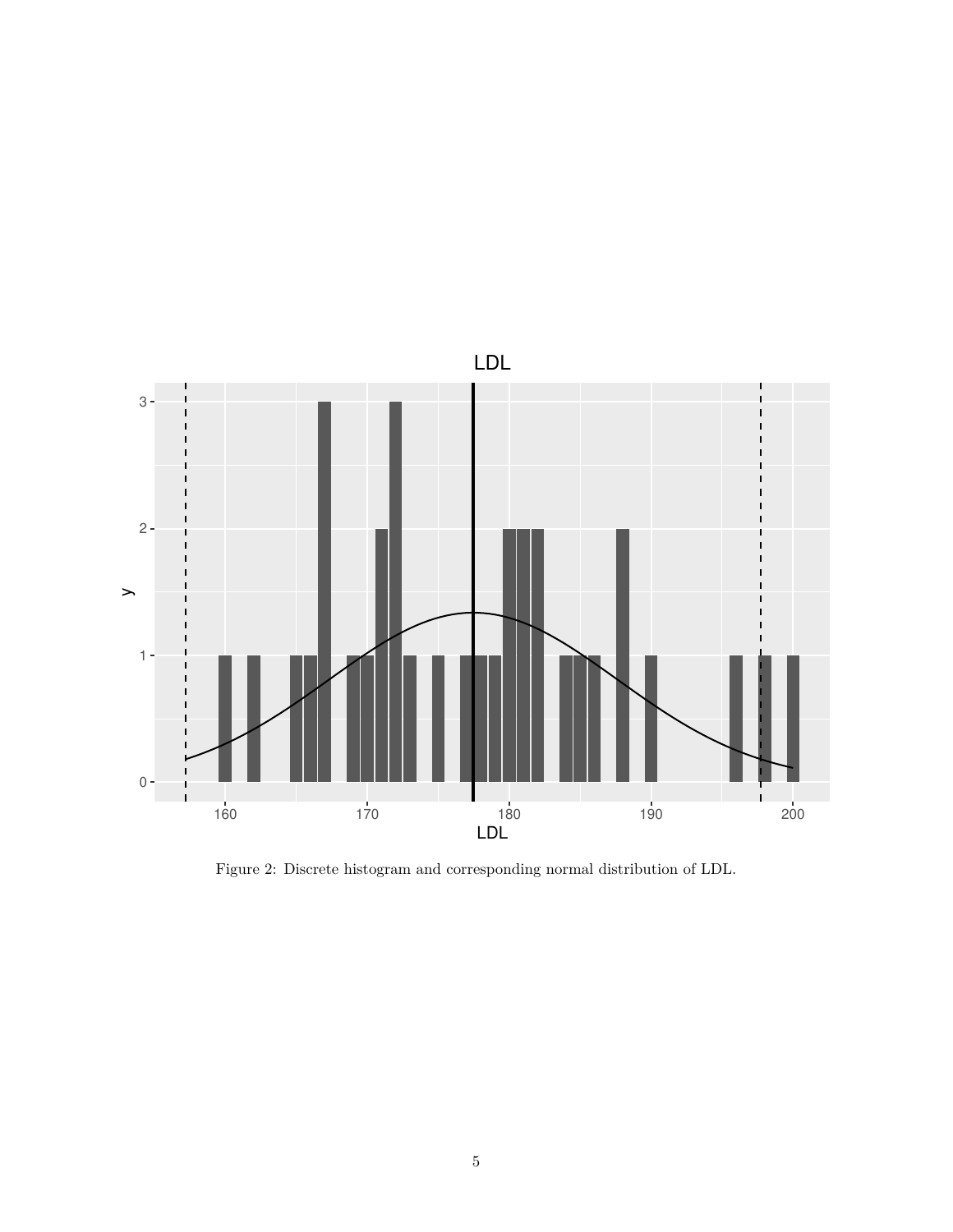LDL

3
2
1
0

y

160
170
180
190
200

LDL

Figure 2: Discrete histogram and corresponding normal distribution of LDL.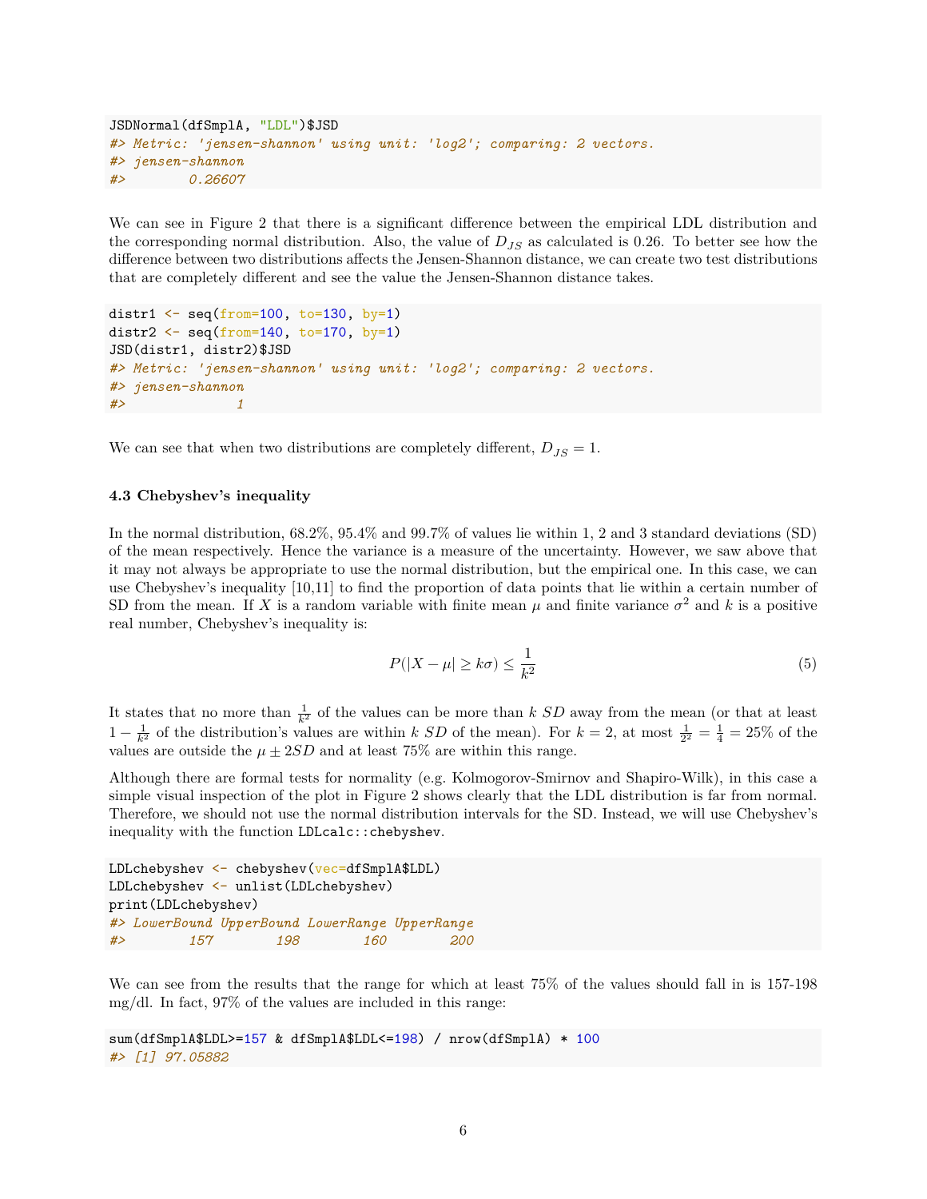```
JSDNormal(dfSmplA, "LDL")$JSD
#> Metric: 'jensen-shannon' using unit: 'log2'; comparing: 2 vectors.
#> jensen-shannon
#>        0.26607
```

We can see in Figure 2 that there is a significant difference between the empirical LDL distribution and the corresponding normal distribution. Also, the value of $D_{JS}$ as calculated is 0.26. To better see how the difference between two distributions affects the Jensen-Shannon distance, we can create two test distributions that are completely different and see the value the Jensen-Shannon distance takes.

```
distr1 <- seq(from=100, to=130, by=1)
distr2 <- seq(from=140, to=170, by=1)
JSD(distr1, distr2)$JSD
#> Metric: 'jensen-shannon' using unit: 'log2'; comparing: 2 vectors.
#> jensen-shannon
#>              1
```

We can see that when two distributions are completely different, $D_{JS} = 1$.

### 4.3 Chebyshev's inequality

In the normal distribution, 68.2%, 95.4% and 99.7% of values lie within 1, 2 and 3 standard deviations (SD) of the mean respectively. Hence the variance is a measure of the uncertainty. However, we saw above that it may not always be appropriate to use the normal distribution, but the empirical one. In this case, we can use Chebyshev's inequality [10,11] to find the proportion of data points that lie within a certain number of SD from the mean. If $X$ is a random variable with finite mean $\mu$ and finite variance $\sigma^2$ and $k$ is a positive real number, Chebyshev's inequality is:

$$P(|X - \mu| \geq k\sigma) \leq \frac{1}{k^2} \tag{5}$$

It states that no more than $\frac{1}{k^2}$ of the values can be more than $k$ $SD$ away from the mean (or that at least $1 - \frac{1}{k^2}$ of the distribution's values are within $k$ $SD$ of the mean). For $k = 2$, at most $\frac{1}{2^2} = \frac{1}{4} = 25\%$ of the values are outside the $\mu \pm 2SD$ and at least 75% are within this range.

Although there are formal tests for normality (e.g. Kolmogorov-Smirnov and Shapiro-Wilk), in this case a simple visual inspection of the plot in Figure 2 shows clearly that the LDL distribution is far from normal. Therefore, we should not use the normal distribution intervals for the SD. Instead, we will use Chebyshev's inequality with the function `LDLcalc::chebyshev`.

```
LDLchebyshev <- chebyshev(vec=dfSmplA$LDL)
LDLchebyshev <- unlist(LDLchebyshev)
print(LDLchebyshev)
#> LowerBound UpperBound LowerRange UpperRange
#>        157        198        160        200
```

We can see from the results that the range for which at least 75% of the values should fall in is 157-198 mg/dl. In fact, 97% of the values are included in this range:

```
sum(dfSmplA$LDL>=157 & dfSmplA$LDL<=198) / nrow(dfSmplA) * 100
#> [1] 97.05882
```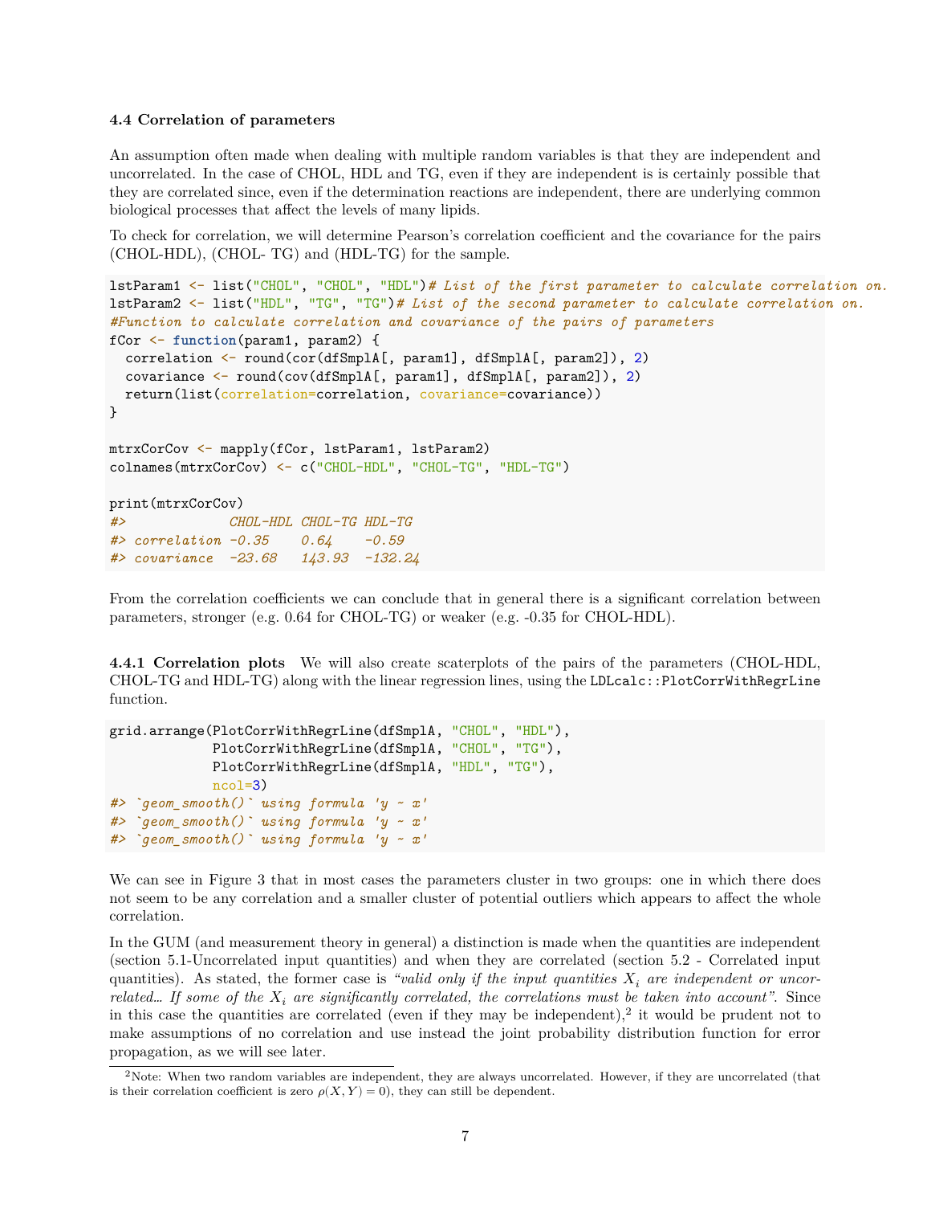### 4.4 Correlation of parameters

An assumption often made when dealing with multiple random variables is that they are independent and uncorrelated. In the case of CHOL, HDL and TG, even if they are independent is is certainly possible that they are correlated since, even if the determination reactions are independent, there are underlying common biological processes that affect the levels of many lipids.

To check for correlation, we will determine Pearson's correlation coefficient and the covariance for the pairs (CHOL-HDL), (CHOL- TG) and (HDL-TG) for the sample.

```
lstParam1 <- list("CHOL", "CHOL", "HDL")# List of the first parameter to calculate correlation on.
lstParam2 <- list("HDL", "TG", "TG")# List of the second parameter to calculate correlation on.
#Function to calculate correlation and covariance of the pairs of parameters
fCor <- function(param1, param2) {
  correlation <- round(cor(dfSmplA[, param1], dfSmplA[, param2]), 2)
  covariance <- round(cov(dfSmplA[, param1], dfSmplA[, param2]), 2)
  return(list(correlation=correlation, covariance=covariance))
}

mtrxCorCov <- mapply(fCor, lstParam1, lstParam2)
colnames(mtrxCorCov) <- c("CHOL-HDL", "CHOL-TG", "HDL-TG")

print(mtrxCorCov)
#>             CHOL-HDL CHOL-TG HDL-TG
#> correlation -0.35    0.64    -0.59
#> covariance  -23.68   143.93  -132.24
```

From the correlation coefficients we can conclude that in general there is a significant correlation between parameters, stronger (e.g. 0.64 for CHOL-TG) or weaker (e.g. -0.35 for CHOL-HDL).

#### 4.4.1 Correlation plots

We will also create scaterplots of the pairs of the parameters (CHOL-HDL, CHOL-TG and HDL-TG) along with the linear regression lines, using the `LDLcalc::PlotCorrWithRegrLine` function.

```
grid.arrange(PlotCorrWithRegrLine(dfSmplA, "CHOL", "HDL"),
             PlotCorrWithRegrLine(dfSmplA, "CHOL", "TG"),
             PlotCorrWithRegrLine(dfSmplA, "HDL", "TG"),
             ncol=3)
#> `geom_smooth()` using formula 'y ~ x'
#> `geom_smooth()` using formula 'y ~ x'
#> `geom_smooth()` using formula 'y ~ x'
```

We can see in Figure 3 that in most cases the parameters cluster in two groups: one in which there does not seem to be any correlation and a smaller cluster of potential outliers which appears to affect the whole correlation.

In the GUM (and measurement theory in general) a distinction is made when the quantities are independent (section 5.1-Uncorrelated input quantities) and when they are correlated (section 5.2 - Correlated input quantities). As stated, the former case is *"valid only if the input quantities $X_i$ are independent or uncorrelated... If some of the $X_i$ are significantly correlated, the correlations must be taken into account"*. Since in this case the quantities are correlated (even if they may be independent),[2] it would be prudent not to make assumptions of no correlation and use instead the joint probability distribution function for error propagation, as we will see later.

[2] Note: When two random variables are independent, they are always uncorrelated. However, if they are uncorrelated (that is their correlation coefficient is zero $\rho(X, Y) = 0$), they can still be dependent.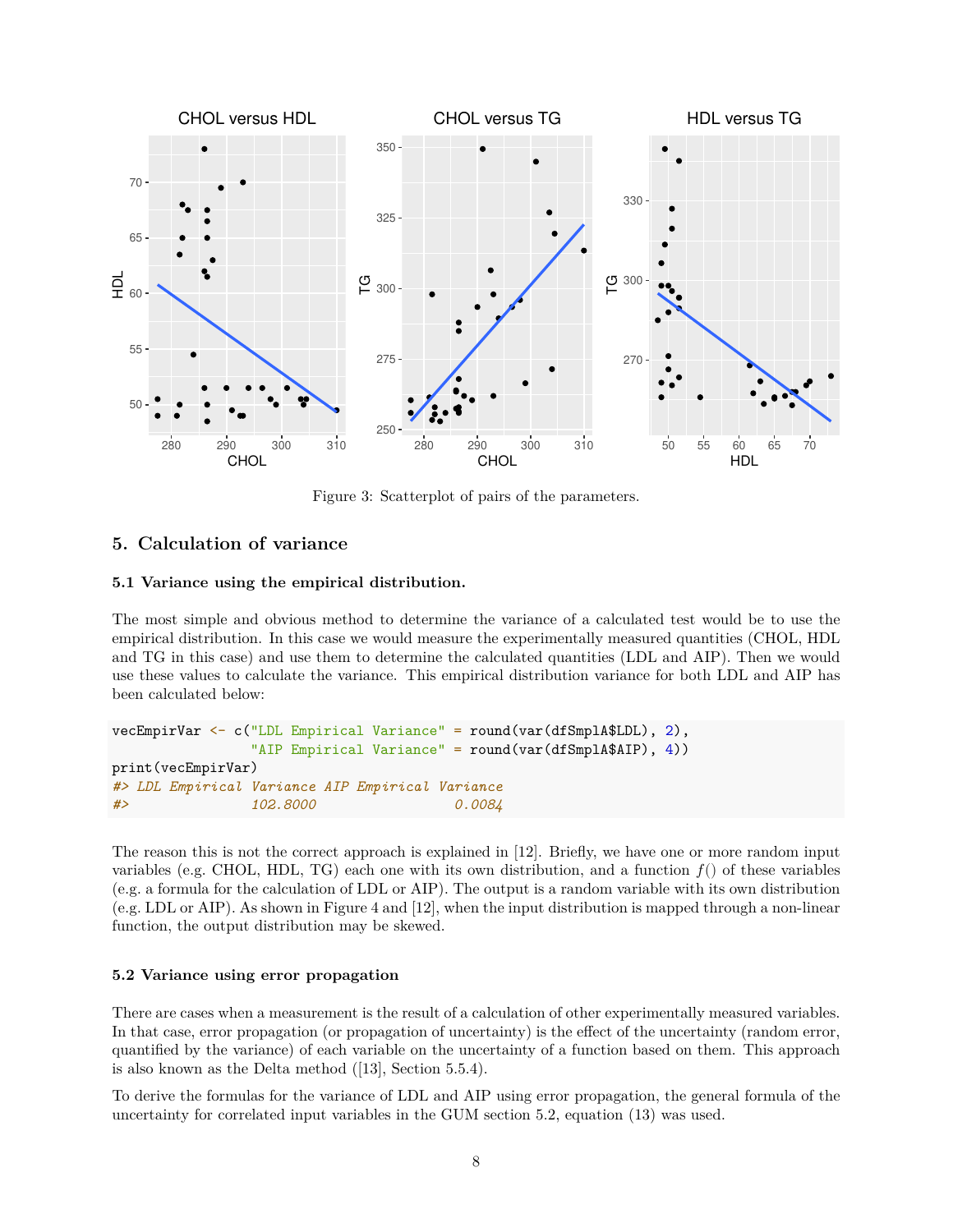CHOL versus HDL

HDL

70
65
60
55
50

280 290 300 310

CHOL

CHOL versus TG

TG

350
325
300
275
250

280 290 300 310

CHOL

HDL versus TG

TG

330
300
270

50 55 60 65 70

HDL

Figure 3: Scatterplot of pairs of the parameters.

## 5. Calculation of variance

### 5.1 Variance using the empirical distribution.

The most simple and obvious method to determine the variance of a calculated test would be to use the empirical distribution. In this case we would measure the experimentally measured quantities (CHOL, HDL and TG in this case) and use them to determine the calculated quantities (LDL and AIP). Then we would use these values to calculate the variance. This empirical distribution variance for both LDL and AIP has been calculated below:

```
vecEmpirVar <- c("LDL Empirical Variance" = round(var(dfSmplA$LDL), 2),
                 "AIP Empirical Variance" = round(var(dfSmplA$AIP), 4))
print(vecEmpirVar)
#> LDL Empirical Variance AIP Empirical Variance
#>               102.8000                 0.0084
```

The reason this is not the correct approach is explained in [12]. Briefly, we have one or more random input variables (e.g. CHOL, HDL, TG) each one with its own distribution, and a function $f()$ of these variables (e.g. a formula for the calculation of LDL or AIP). The output is a random variable with its own distribution (e.g. LDL or AIP). As shown in Figure 4 and [12], when the input distribution is mapped through a non-linear function, the output distribution may be skewed.

### 5.2 Variance using error propagation

There are cases when a measurement is the result of a calculation of other experimentally measured variables. In that case, error propagation (or propagation of uncertainty) is the effect of the uncertainty (random error, quantified by the variance) of each variable on the uncertainty of a function based on them. This approach is also known as the Delta method ([13], Section 5.5.4).

To derive the formulas for the variance of LDL and AIP using error propagation, the general formula of the uncertainty for correlated input variables in the GUM section 5.2, equation (13) was used.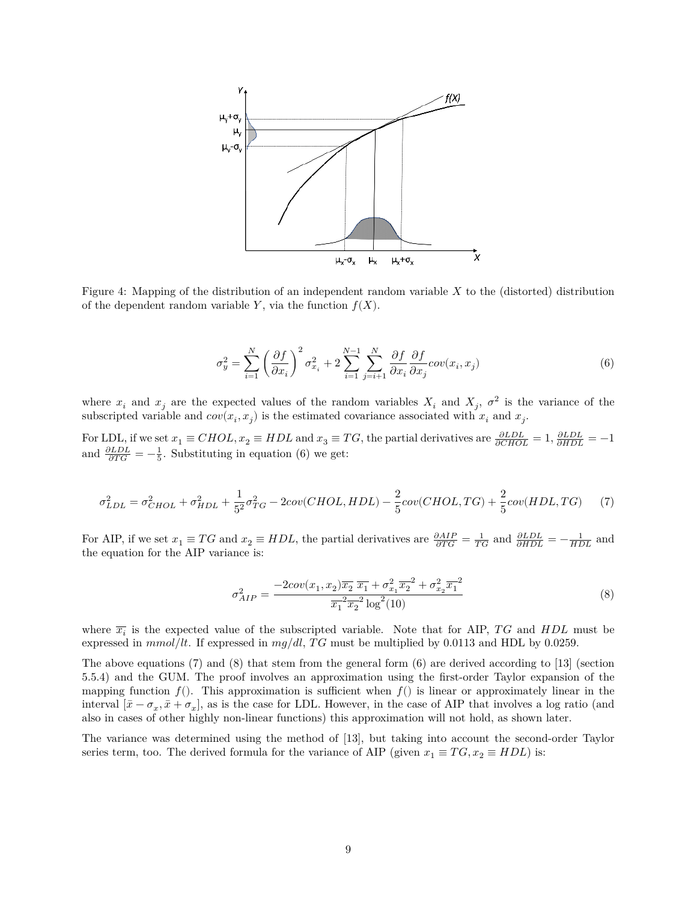Y

f(X)

$\mu_Y+\sigma_Y$

$\mu_Y$

$\mu_Y-\sigma_Y$

$\mu_X-\sigma_X$ $\mu_X$ $\mu_X+\sigma_X$

X

Figure 4: Mapping of the distribution of an independent random variable $X$ to the (distorted) distribution of the dependent random variable $Y$, via the function $f(X)$.

$$\sigma_y^2 = \sum_{i=1}^{N} \left(\frac{\partial f}{\partial x_i}\right)^2 \sigma_{x_i}^2 + 2\sum_{i=1}^{N-1}\sum_{j=i+1}^{N} \frac{\partial f}{\partial x_i}\frac{\partial f}{\partial x_j} cov(x_i, x_j) \tag{6}$$

where $x_i$ and $x_j$ are the expected values of the random variables $X_i$ and $X_j$, $\sigma^2$ is the variance of the subscripted variable and $cov(x_i, x_j)$ is the estimated covariance associated with $x_i$ and $x_j$.

For LDL, if we set $x_1 \equiv CHOL, x_2 \equiv HDL$ and $x_3 \equiv TG$, the partial derivatives are $\frac{\partial LDL}{\partial CHOL} = 1$, $\frac{\partial LDL}{\partial HDL} = -1$ and $\frac{\partial LDL}{\partial TG} = -\frac{1}{5}$. Substituting in equation (6) we get:

$$\sigma_{LDL}^2 = \sigma_{CHOL}^2 + \sigma_{HDL}^2 + \frac{1}{5^2}\sigma_{TG}^2 - 2cov(CHOL, HDL) - \frac{2}{5}cov(CHOL, TG) + \frac{2}{5}cov(HDL, TG) \tag{7}$$

For AIP, if we set $x_1 \equiv TG$ and $x_2 \equiv HDL$, the partial derivatives are $\frac{\partial AIP}{\partial TG} = \frac{1}{TG}$ and $\frac{\partial LDL}{\partial HDL} = -\frac{1}{HDL}$ and the equation for the AIP variance is:

$$\sigma_{AIP}^2 = \frac{-2cov(x_1, x_2)\overline{x_2}\ \overline{x_1} + \sigma_{x_1}^2 \overline{x_2}^2 + \sigma_{x_2}^2 \overline{x_1}^2}{\overline{x_1}^2 \overline{x_2}^2 \log^2(10)} \tag{8}$$

where $\overline{x_i}$ is the expected value of the subscripted variable. Note that for AIP, $TG$ and $HDL$ must be expressed in $mmol/lt$. If expressed in $mg/dl$, $TG$ must be multiplied by 0.0113 and HDL by 0.0259.

The above equations (7) and (8) that stem from the general form (6) are derived according to [13] (section 5.5.4) and the GUM. The proof involves an approximation using the first-order Taylor expansion of the mapping function $f()$. This approximation is sufficient when $f()$ is linear or approximately linear in the interval $[\bar{x} - \sigma_x, \bar{x} + \sigma_x]$, as is the case for LDL. However, in the case of AIP that involves a log ratio (and also in cases of other highly non-linear functions) this approximation will not hold, as shown later.

The variance was determined using the method of [13], but taking into account the second-order Taylor series term, too. The derived formula for the variance of AIP (given $x_1 \equiv TG, x_2 \equiv HDL$) is: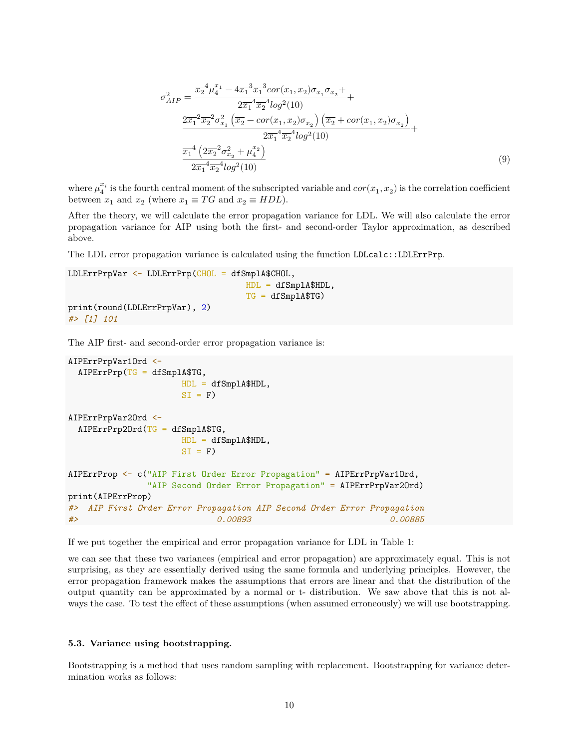$$
\begin{aligned}
\sigma_{AIP}^2 = & \frac{\overline{x_2}^4 \mu_4^{x_1} - 4\overline{x_1}^3 \overline{x_1}^3 cor(x_1, x_2)\sigma_{x_1}\sigma_{x_2} +}{2\overline{x_1}^4 \overline{x_2}^4 log^2(10)} + \\
& \frac{2\overline{x_1}^2 \overline{x_2}^2 \sigma_{x_1}^2 \left(\overline{x_2} - cor(x_1, x_2)\sigma_{x_2}\right)\left(\overline{x_2} + cor(x_1, x_2)\sigma_{x_2}\right)}{2\overline{x_1}^4 \overline{x_2}^4 log^2(10)} + \\
& \frac{\overline{x_1}^4 \left(2\overline{x_2}^2 \sigma_{x_2}^2 + \mu_4^{x_2}\right)}{2\overline{x_1}^4 \overline{x_2}^4 log^2(10)}
\end{aligned} \tag{9}
$$

where $\mu_4^{x_i}$ is the fourth central moment of the subscripted variable and $cor(x_1, x_2)$ is the correlation coefficient between $x_1$ and $x_2$ (where $x_1 \equiv TG$ and $x_2 \equiv HDL$).

After the theory, we will calculate the error propagation variance for LDL. We will also calculate the error propagation variance for AIP using both the first- and second-order Taylor approximation, as described above.

The LDL error propagation variance is calculated using the function `LDLcalc::LDLErrPrp`.

```
LDLErrPrpVar <- LDLErrPrp(CHOL = dfSmplA$CHOL,
                                   HDL = dfSmplA$HDL,
                                   TG = dfSmplA$TG)
print(round(LDLErrPrpVar), 2)
#> [1] 101
```

The AIP first- and second-order error propagation variance is:

```
AIPErrPrpVar1Ord <-
  AIPErrPrp(TG = dfSmplA$TG,
                    HDL = dfSmplA$HDL,
                    SI = F)

AIPErrPrpVar2Ord <-
  AIPErrPrp2Ord(TG = dfSmplA$TG,
                    HDL = dfSmplA$HDL,
                    SI = F)

AIPErrProp <- c("AIP First Order Error Propagation" = AIPErrPrpVar1Ord,
               "AIP Second Order Error Propagation" = AIPErrPrpVar2Ord)
print(AIPErrProp)
#>  AIP First Order Error Propagation AIP Second Order Error Propagation
#>                            0.00893                            0.00885
```

If we put together the empirical and error propagation variance for LDL in Table 1:

we can see that these two variances (empirical and error propagation) are approximately equal. This is not surprising, as they are essentially derived using the same formula and underlying principles. However, the error propagation framework makes the assumptions that errors are linear and that the distribution of the output quantity can be approximated by a normal or t- distribution. We saw above that this is not always the case. To test the effect of these assumptions (when assumed erroneously) we will use bootstrapping.

### 5.3. Variance using bootstrapping.

Bootstrapping is a method that uses random sampling with replacement. Bootstrapping for variance determination works as follows: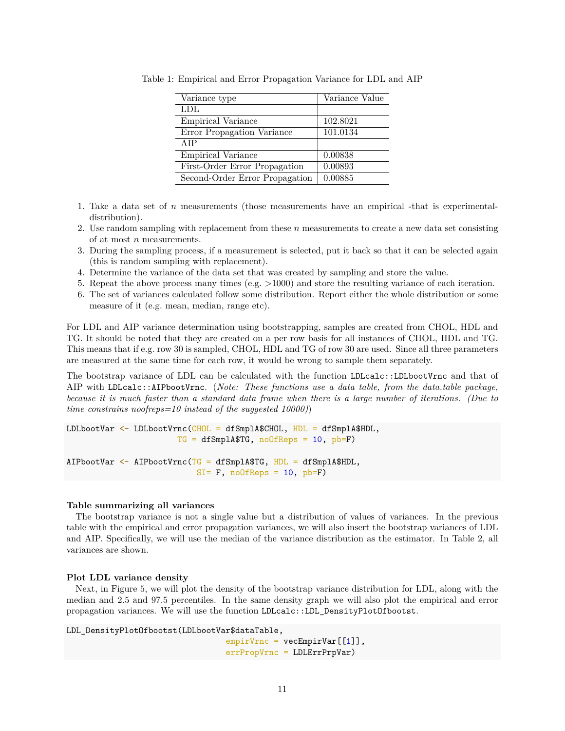Table 1: Empirical and Error Propagation Variance for LDL and AIP

| Variance type | Variance Value |
|---|---|
| LDL | |
| Empirical Variance | 102.8021 |
| Error Propagation Variance | 101.0134 |
| AIP | |
| Empirical Variance | 0.00838 |
| First-Order Error Propagation | 0.00893 |
| Second-Order Error Propagation | 0.00885 |

1. Take a data set of $n$ measurements (those measurements have an empirical -that is experimental- distribution).
2. Use random sampling with replacement from these $n$ measurements to create a new data set consisting of at most $n$ measurements.
3. During the sampling process, if a measurement is selected, put it back so that it can be selected again (this is random sampling with replacement).
4. Determine the variance of the data set that was created by sampling and store the value.
5. Repeat the above process many times (e.g. >1000) and store the resulting variance of each iteration.
6. The set of variances calculated follow some distribution. Report either the whole distribution or some measure of it (e.g. mean, median, range etc).

For LDL and AIP variance determination using bootstrapping, samples are created from CHOL, HDL and TG. It should be noted that they are created on a per row basis for all instances of CHOL, HDL and TG. This means that if e.g. row 30 is sampled, CHOL, HDL and TG of row 30 are used. Since all three parameters are measured at the same time for each row, it would be wrong to sample them separately.

The bootstrap variance of LDL can be calculated with the function `LDLcalc::LDLbootVrnc` and that of AIP with `LDLcalc::AIPbootVrnc`. (*Note: These functions use a data table, from the data.table package, because it is much faster than a standard data frame when there is a large number of iterations. (Due to time constrains noofreps=10 instead of the suggested 10000)*)

```
LDLbootVar <- LDLbootVrnc(CHOL = dfSmplA$CHOL, HDL = dfSmplA$HDL,
                          TG = dfSmplA$TG, noOfReps = 10, pb=F)

AIPbootVar <- AIPbootVrnc(TG = dfSmplA$TG, HDL = dfSmplA$HDL,
                              SI= F, noOfReps = 10, pb=F)
```

#### Table summarizing all variances

The bootstrap variance is not a single value but a distribution of values of variances. In the previous table with the empirical and error propagation variances, we will also insert the bootstrap variances of LDL and AIP. Specifically, we will use the median of the variance distribution as the estimator. In Table 2, all variances are shown.

#### Plot LDL variance density

Next, in Figure 5, we will plot the density of the bootstrap variance distribution for LDL, along with the median and 2.5 and 97.5 percentiles. In the same density graph we will also plot the empirical and error propagation variances. We will use the function `LDLcalc::LDL_DensityPlotOfbootst`.

```
LDL_DensityPlotOfbootst(LDLbootVar$dataTable,
                                 empirVrnc = vecEmpirVar[[1]],
                                 errPropVrnc = LDLErrPrpVar)
```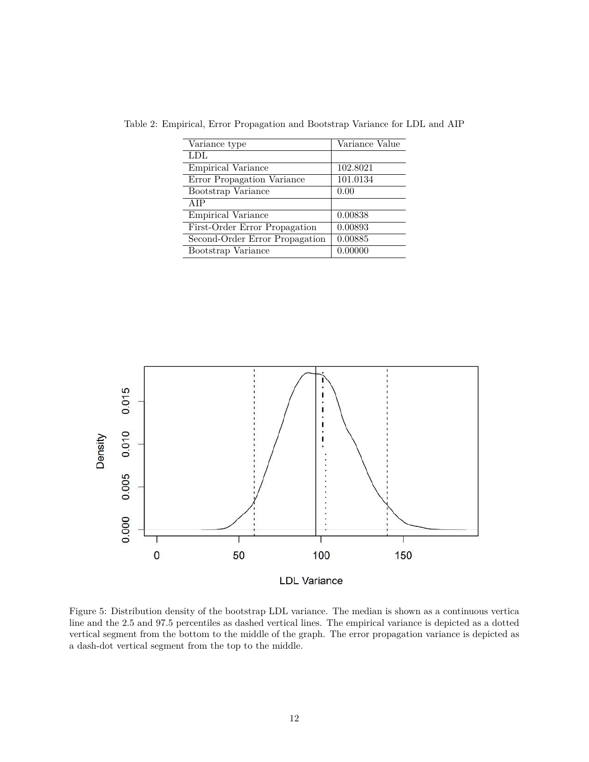Table 2: Empirical, Error Propagation and Bootstrap Variance for LDL and AIP

| Variance type | Variance Value |
| --- | --- |
| LDL | |
| Empirical Variance | 102.8021 |
| Error Propagation Variance | 101.0134 |
| Bootstrap Variance | 0.00 |
| AIP | |
| Empirical Variance | 0.00838 |
| First-Order Error Propagation | 0.00893 |
| Second-Order Error Propagation | 0.00885 |
| Bootstrap Variance | 0.00000 |

Density

0.000
0.005
0.010
0.015

0
50
100
150

LDL Variance

Figure 5: Distribution density of the bootstrap LDL variance. The median is shown as a continuous vertica line and the 2.5 and 97.5 percentiles as dashed vertical lines. The empirical variance is depicted as a dotted vertical segment from the bottom to the middle of the graph. The error propagation variance is depicted as a dash-dot vertical segment from the top to the middle.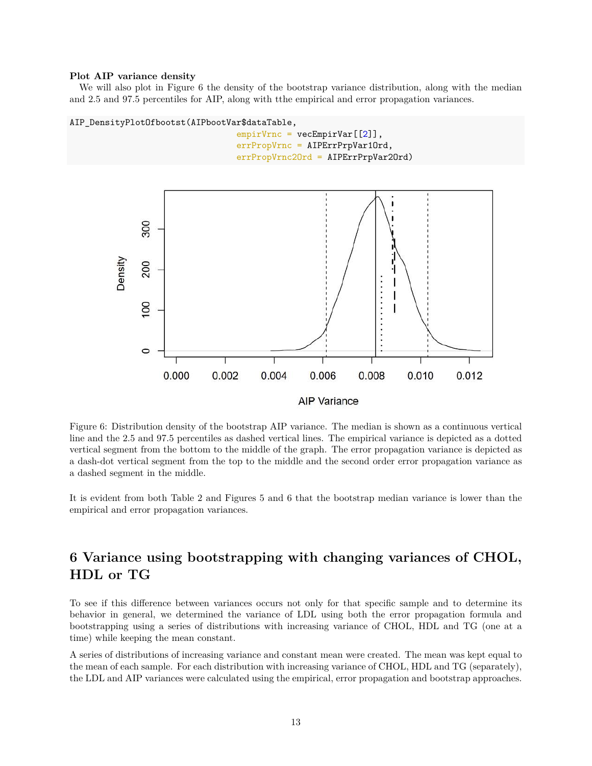**Plot AIP variance density**

We will also plot in Figure 6 the density of the bootstrap variance distribution, along with the median and 2.5 and 97.5 percentiles for AIP, along with tthe empirical and error propagation variances.

```
AIP_DensityPlotOfbootst(AIPbootVar$dataTable,
                        empirVrnc = vecEmpirVar[[2]],
                        errPropVrnc = AIPErrPrpVar1Ord,
                        errPropVrnc2Ord = AIPErrPrpVar2Ord)
```

Density

0
100
200
300

0.000
0.002
0.004
0.006
0.008
0.010
0.012

AIP Variance

Figure 6: Distribution density of the bootstrap AIP variance. The median is shown as a continuous vertical line and the 2.5 and 97.5 percentiles as dashed vertical lines. The empirical variance is depicted as a dotted vertical segment from the bottom to the middle of the graph. The error propagation variance is depicted as a dash-dot vertical segment from the top to the middle and the second order error propagation variance as a dashed segment in the middle.

It is evident from both Table 2 and Figures 5 and 6 that the bootstrap median variance is lower than the empirical and error propagation variances.

# 6 Variance using bootstrapping with changing variances of CHOL, HDL or TG

To see if this difference between variances occurs not only for that specific sample and to determine its behavior in general, we determined the variance of LDL using both the error propagation formula and bootstrapping using a series of distributions with increasing variance of CHOL, HDL and TG (one at a time) while keeping the mean constant.

A series of distributions of increasing variance and constant mean were created. The mean was kept equal to the mean of each sample. For each distribution with increasing variance of CHOL, HDL and TG (separately), the LDL and AIP variances were calculated using the empirical, error propagation and bootstrap approaches.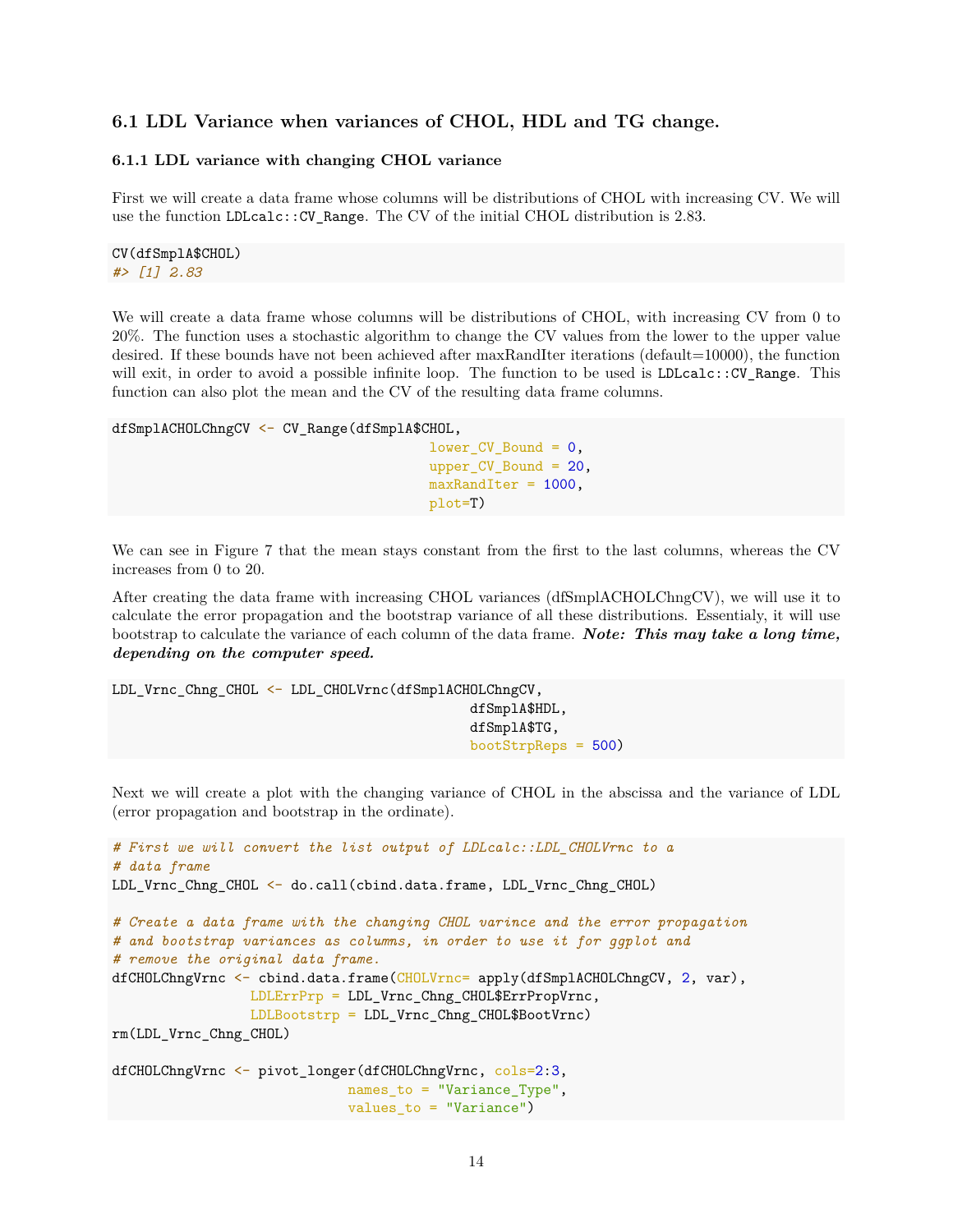## 6.1 LDL Variance when variances of CHOL, HDL and TG change.

### 6.1.1 LDL variance with changing CHOL variance

First we will create a data frame whose columns will be distributions of CHOL with increasing CV. We will use the function `LDLcalc::CV_Range`. The CV of the initial CHOL distribution is 2.83.

```
CV(dfSmplA$CHOL)
#> [1] 2.83
```

We will create a data frame whose columns will be distributions of CHOL, with increasing CV from 0 to 20%. The function uses a stochastic algorithm to change the CV values from the lower to the upper value desired. If these bounds have not been achieved after maxRandIter iterations (default=10000), the function will exit, in order to avoid a possible infinite loop. The function to be used is `LDLcalc::CV_Range`. This function can also plot the mean and the CV of the resulting data frame columns.

```
dfSmplACHOLChngCV <- CV_Range(dfSmplA$CHOL,
                                    lower_CV_Bound = 0,
                                    upper_CV_Bound = 20,
                                    maxRandIter = 1000,
                                    plot=T)
```

We can see in Figure 7 that the mean stays constant from the first to the last columns, whereas the CV increases from 0 to 20.

After creating the data frame with increasing CHOL variances (dfSmplACHOLChngCV), we will use it to calculate the error propagation and the bootstrap variance of all these distributions. Essentialy, it will use bootstrap to calculate the variance of each column of the data frame. ***Note: This may take a long time, depending on the computer speed.***

```
LDL_Vrnc_Chng_CHOL <- LDL_CHOLVrnc(dfSmplACHOLChngCV,
                                        dfSmplA$HDL,
                                        dfSmplA$TG,
                                        bootStrpReps = 500)
```

Next we will create a plot with the changing variance of CHOL in the abscissa and the variance of LDL (error propagation and bootstrap in the ordinate).

```
# First we will convert the list output of LDLcalc::LDL_CHOLVrnc to a
# data frame
LDL_Vrnc_Chng_CHOL <- do.call(cbind.data.frame, LDL_Vrnc_Chng_CHOL)

# Create a data frame with the changing CHOL varince and the error propagation
# and bootstrap variances as columns, in order to use it for ggplot and
# remove the original data frame.
dfCHOLChngVrnc <- cbind.data.frame(CHOLVrnc= apply(dfSmplACHOLChngCV, 2, var),
                 LDLErrPrp = LDL_Vrnc_Chng_CHOL$ErrPropVrnc,
                 LDLBootstrp = LDL_Vrnc_Chng_CHOL$BootVrnc)
rm(LDL_Vrnc_Chng_CHOL)

dfCHOLChngVrnc <- pivot_longer(dfCHOLChngVrnc, cols=2:3,
                            names_to = "Variance_Type",
                            values_to = "Variance")
```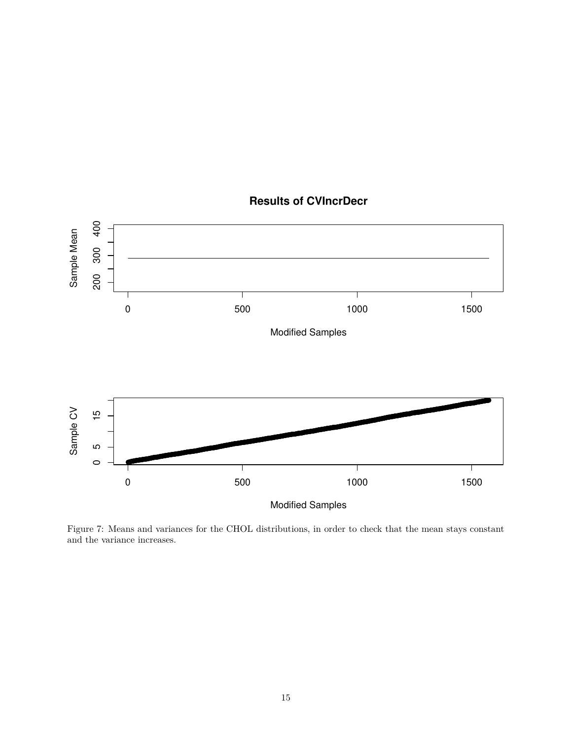**Results of CVIncrDecr**

Sample Mean

400

300

200

0

500

1000

1500

Modified Samples

Sample CV

15

5

0

0

500

1000

1500

Modified Samples

Figure 7: Means and variances for the CHOL distributions, in order to check that the mean stays constant and the variance increases.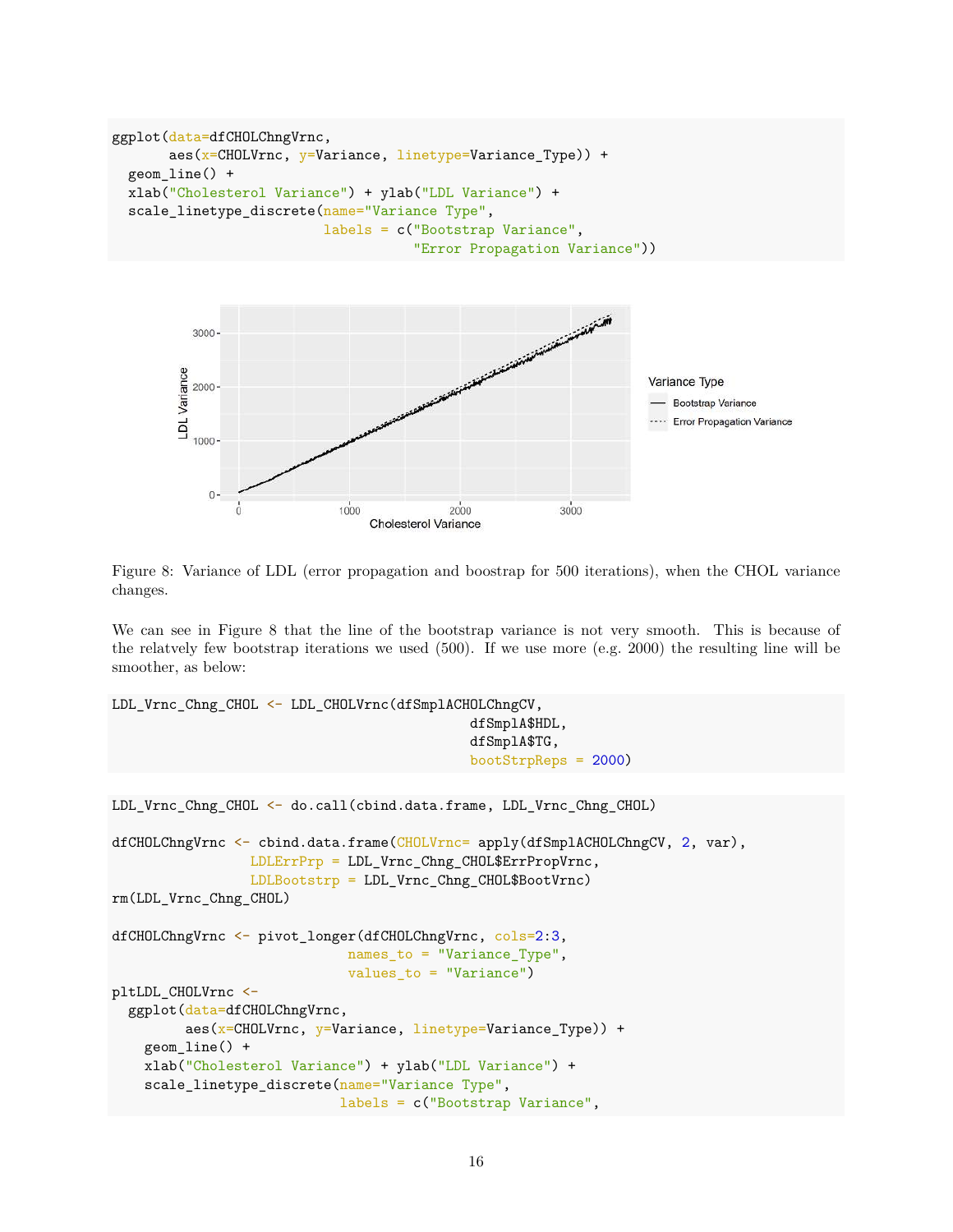```
ggplot(data=dfCHOLChngVrnc,
       aes(x=CHOLVrnc, y=Variance, linetype=Variance_Type)) +
  geom_line() +
  xlab("Cholesterol Variance") + ylab("LDL Variance") +
  scale_linetype_discrete(name="Variance Type",
                          labels = c("Bootstrap Variance",
                                     "Error Propagation Variance"))
```

LDL Variance
3000
2000
1000
0
0
1000
2000
3000
Cholesterol Variance
Variance Type
Bootstrap Variance
Error Propagation Variance

Figure 8: Variance of LDL (error propagation and boostrap for 500 iterations), when the CHOL variance changes.

We can see in Figure 8 that the line of the bootstrap variance is not very smooth. This is because of the relatvely few bootstrap iterations we used (500). If we use more (e.g. 2000) the resulting line will be smoother, as below:

```
LDL_Vrnc_Chng_CHOL <- LDL_CHOLVrnc(dfSmplACHOLChngCV,
                                          dfSmplA$HDL,
                                          dfSmplA$TG,
                                          bootStrpReps = 2000)
```

```
LDL_Vrnc_Chng_CHOL <- do.call(cbind.data.frame, LDL_Vrnc_Chng_CHOL)

dfCHOLChngVrnc <- cbind.data.frame(CHOLVrnc= apply(dfSmplACHOLChngCV, 2, var),
                 LDLErrPrp = LDL_Vrnc_Chng_CHOL$ErrPropVrnc,
                 LDLBootstrp = LDL_Vrnc_Chng_CHOL$BootVrnc)
rm(LDL_Vrnc_Chng_CHOL)

dfCHOLChngVrnc <- pivot_longer(dfCHOLChngVrnc, cols=2:3,
                            names_to = "Variance_Type",
                            values_to = "Variance")
pltLDL_CHOLVrnc <-
  ggplot(data=dfCHOLChngVrnc,
         aes(x=CHOLVrnc, y=Variance, linetype=Variance_Type)) +
    geom_line() +
    xlab("Cholesterol Variance") + ylab("LDL Variance") +
    scale_linetype_discrete(name="Variance Type",
                            labels = c("Bootstrap Variance",
```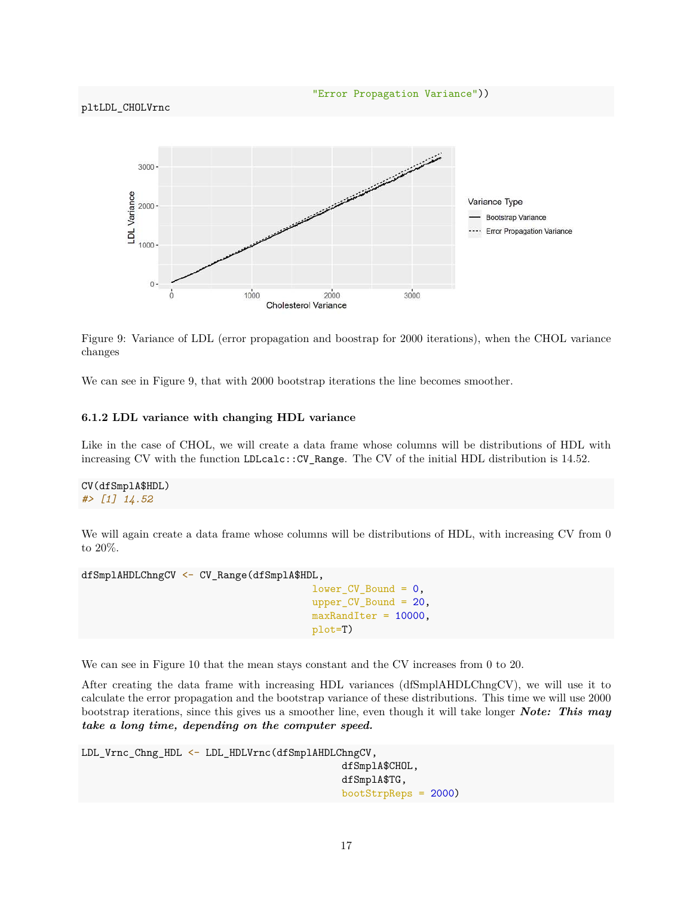```
                                    "Error Propagation Variance"))
pltLDL_CHOLVrnc
```

3000
2000
1000
0
LDL Variance
0 1000 2000 3000
Cholesterol Variance
Variance Type
Bootstrap Variance
Error Propagation Variance

Figure 9: Variance of LDL (error propagation and boostrap for 2000 iterations), when the CHOL variance changes

We can see in Figure 9, that with 2000 bootstrap iterations the line becomes smoother.

### 6.1.2 LDL variance with changing HDL variance

Like in the case of CHOL, we will create a data frame whose columns will be distributions of HDL with increasing CV with the function `LDLcalc::CV_Range`. The CV of the initial HDL distribution is 14.52.

```
CV(dfSmplA$HDL)
#> [1] 14.52
```

We will again create a data frame whose columns will be distributions of HDL, with increasing CV from 0 to 20%.

```
dfSmplAHDLChngCV <- CV_Range(dfSmplA$HDL,
                                    lower_CV_Bound = 0,
                                    upper_CV_Bound = 20,
                                    maxRandIter = 10000,
                                    plot=T)
```

We can see in Figure 10 that the mean stays constant and the CV increases from 0 to 20.

After creating the data frame with increasing HDL variances (dfSmplAHDLChngCV), we will use it to calculate the error propagation and the bootstrap variance of these distributions. This time we will use 2000 bootstrap iterations, since this gives us a smoother line, even though it will take longer ***Note: This may take a long time, depending on the computer speed.***

```
LDL_Vrnc_Chng_HDL <- LDL_HDLVrnc(dfSmplAHDLChngCV,
                                        dfSmplA$CHOL,
                                        dfSmplA$TG,
                                        bootStrpReps = 2000)
```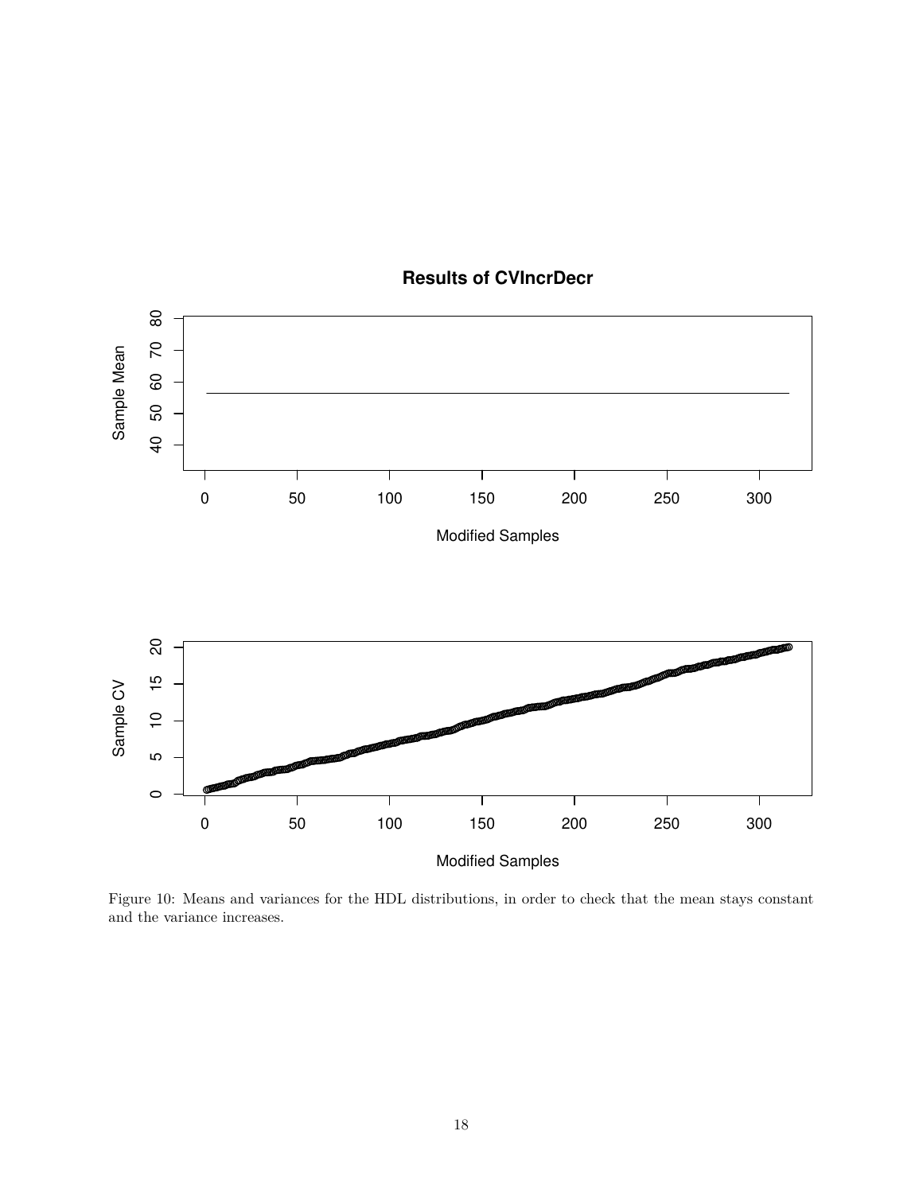**Results of CVIncrDecr**

Sample Mean

80
70
60
50
40

0 50 100 150 200 250 300

Modified Samples

Sample CV

20
15
10
5
0

0 50 100 150 200 250 300

Modified Samples

Figure 10: Means and variances for the HDL distributions, in order to check that the mean stays constant and the variance increases.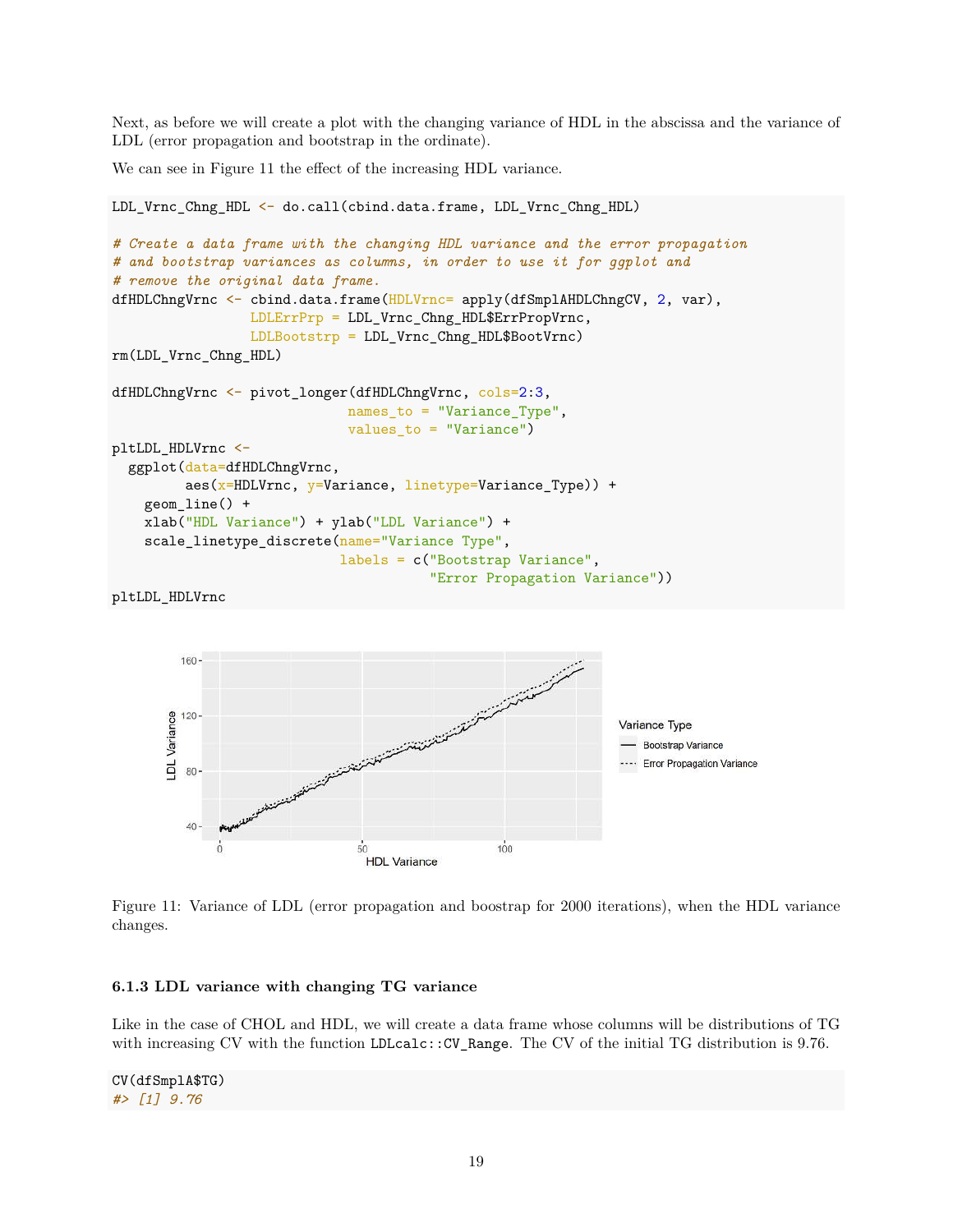Next, as before we will create a plot with the changing variance of HDL in the abscissa and the variance of LDL (error propagation and bootstrap in the ordinate).

We can see in Figure 11 the effect of the increasing HDL variance.

```
LDL_Vrnc_Chng_HDL <- do.call(cbind.data.frame, LDL_Vrnc_Chng_HDL)

# Create a data frame with the changing HDL variance and the error propagation
# and bootstrap variances as columns, in order to use it for ggplot and
# remove the original data frame.
dfHDLChngVrnc <- cbind.data.frame(HDLVrnc= apply(dfSmplAHDLChngCV, 2, var),
                 LDLErrPrp = LDL_Vrnc_Chng_HDL$ErrPropVrnc,
                 LDLBootstrp = LDL_Vrnc_Chng_HDL$BootVrnc)
rm(LDL_Vrnc_Chng_HDL)

dfHDLChngVrnc <- pivot_longer(dfHDLChngVrnc, cols=2:3,
                              names_to = "Variance_Type",
                              values_to = "Variance")
pltLDL_HDLVrnc <-
  ggplot(data=dfHDLChngVrnc,
         aes(x=HDLVrnc, y=Variance, linetype=Variance_Type)) +
    geom_line() +
    xlab("HDL Variance") + ylab("LDL Variance") +
    scale_linetype_discrete(name="Variance Type",
                            labels = c("Bootstrap Variance",
                                       "Error Propagation Variance"))
pltLDL_HDLVrnc
```

160
120
80
40
LDL Variance
0
50
100
HDL Variance
Variance Type
Bootstrap Variance
Error Propagation Variance

Figure 11: Variance of LDL (error propagation and boostrap for 2000 iterations), when the HDL variance changes.

### 6.1.3 LDL variance with changing TG variance

Like in the case of CHOL and HDL, we will create a data frame whose columns will be distributions of TG with increasing CV with the function `LDLcalc::CV_Range`. The CV of the initial TG distribution is 9.76.

```
CV(dfSmplA$TG)
#> [1] 9.76
```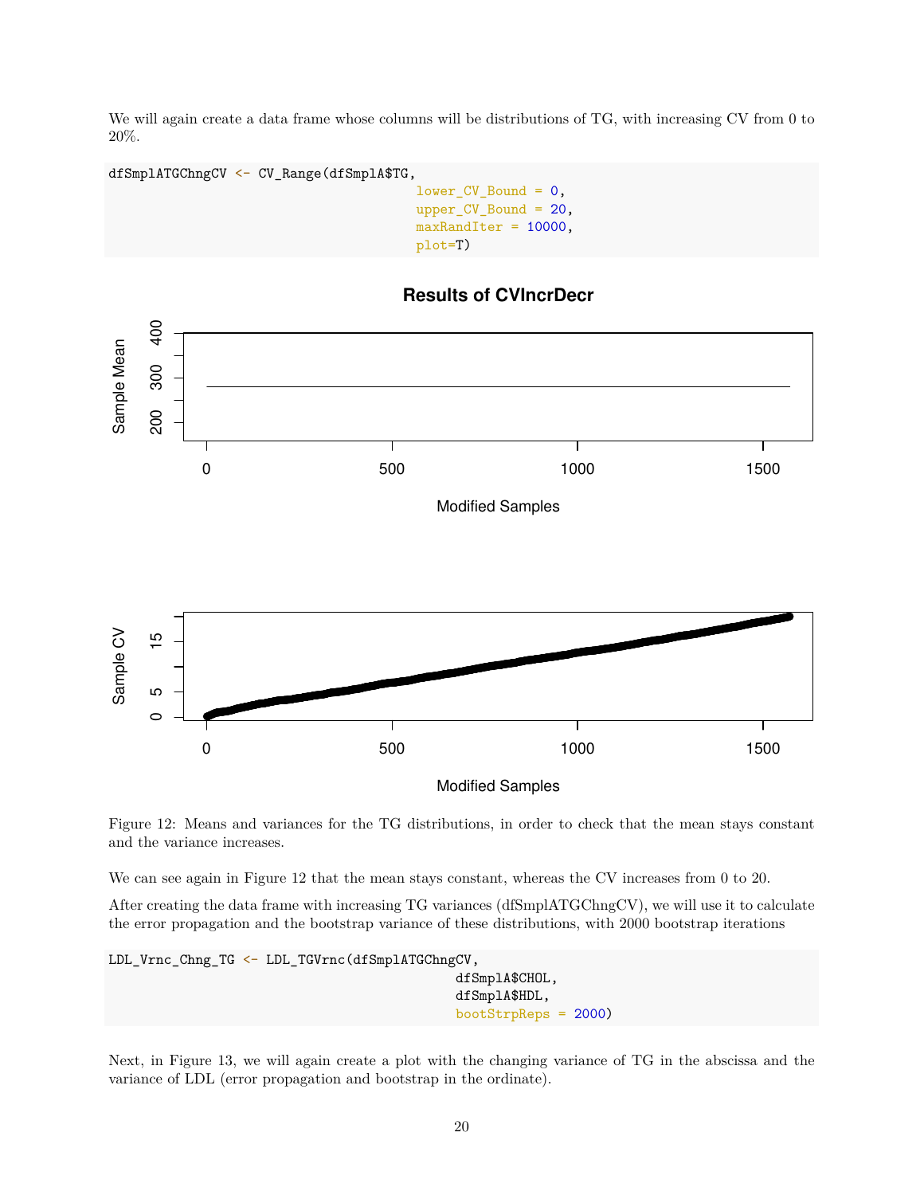We will again create a data frame whose columns will be distributions of TG, with increasing CV from 0 to 20%.

```
dfSmplATGChngCV <- CV_Range(dfSmplA$TG,
                                   lower_CV_Bound = 0,
                                   upper_CV_Bound = 20,
                                   maxRandIter = 10000,
                                   plot=T)
```

Results of CVIncrDecr

Sample Mean

200
300
400

0
500
1000
1500

Modified Samples

Sample CV

0
5
15

0
500
1000
1500

Modified Samples

Figure 12: Means and variances for the TG distributions, in order to check that the mean stays constant and the variance increases.

We can see again in Figure 12 that the mean stays constant, whereas the CV increases from 0 to 20.

After creating the data frame with increasing TG variances (dfSmplATGChngCV), we will use it to calculate the error propagation and the bootstrap variance of these distributions, with 2000 bootstrap iterations

```
LDL_Vrnc_Chng_TG <- LDL_TGVrnc(dfSmplATGChngCV,
                                      dfSmplA$CHOL,
                                      dfSmplA$HDL,
                                      bootStrpReps = 2000)
```

Next, in Figure 13, we will again create a plot with the changing variance of TG in the abscissa and the variance of LDL (error propagation and bootstrap in the ordinate).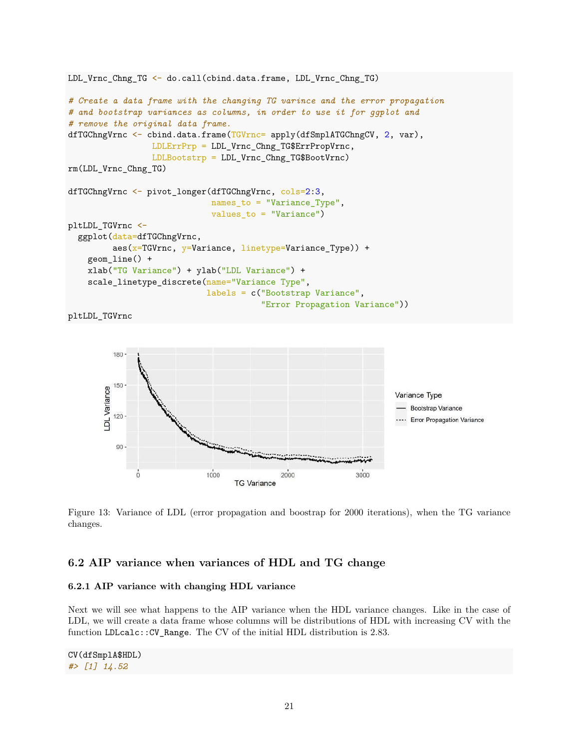```
LDL_Vrnc_Chng_TG <- do.call(cbind.data.frame, LDL_Vrnc_Chng_TG)

# Create a data frame with the changing TG varince and the error propagation
# and bootstrap variances as columns, in order to use it for ggplot and
# remove the original data frame.
dfTGChngVrnc <- cbind.data.frame(TGVrnc= apply(dfSmplATGChngCV, 2, var),
                 LDLErrPrp = LDL_Vrnc_Chng_TG$ErrPropVrnc,
                 LDLBootstrp = LDL_Vrnc_Chng_TG$BootVrnc)
rm(LDL_Vrnc_Chng_TG)

dfTGChngVrnc <- pivot_longer(dfTGChngVrnc, cols=2:3,
                             names_to = "Variance_Type",
                             values_to = "Variance")
pltLDL_TGVrnc <-
  ggplot(data=dfTGChngVrnc,
         aes(x=TGVrnc, y=Variance, linetype=Variance_Type)) +
    geom_line() +
    xlab("TG Variance") + ylab("LDL Variance") +
    scale_linetype_discrete(name="Variance Type",
                            labels = c("Bootstrap Variance",
                                       "Error Propagation Variance"))
pltLDL_TGVrnc
```

180
150
120
90
LDL Variance
0
1000
2000
3000
TG Variance
Variance Type
Bootstrap Variance
Error Propagation Variance

Figure 13: Variance of LDL (error propagation and boostrap for 2000 iterations), when the TG variance changes.

## 6.2 AIP variance when variances of HDL and TG change

### 6.2.1 AIP variance with changing HDL variance

Next we will see what happens to the AIP variance when the HDL variance changes. Like in the case of LDL, we will create a data frame whose columns will be distributions of HDL with increasing CV with the function `LDLcalc::CV_Range`. The CV of the initial HDL distribution is 2.83.

```
CV(dfSmplA$HDL)
#> [1] 14.52
```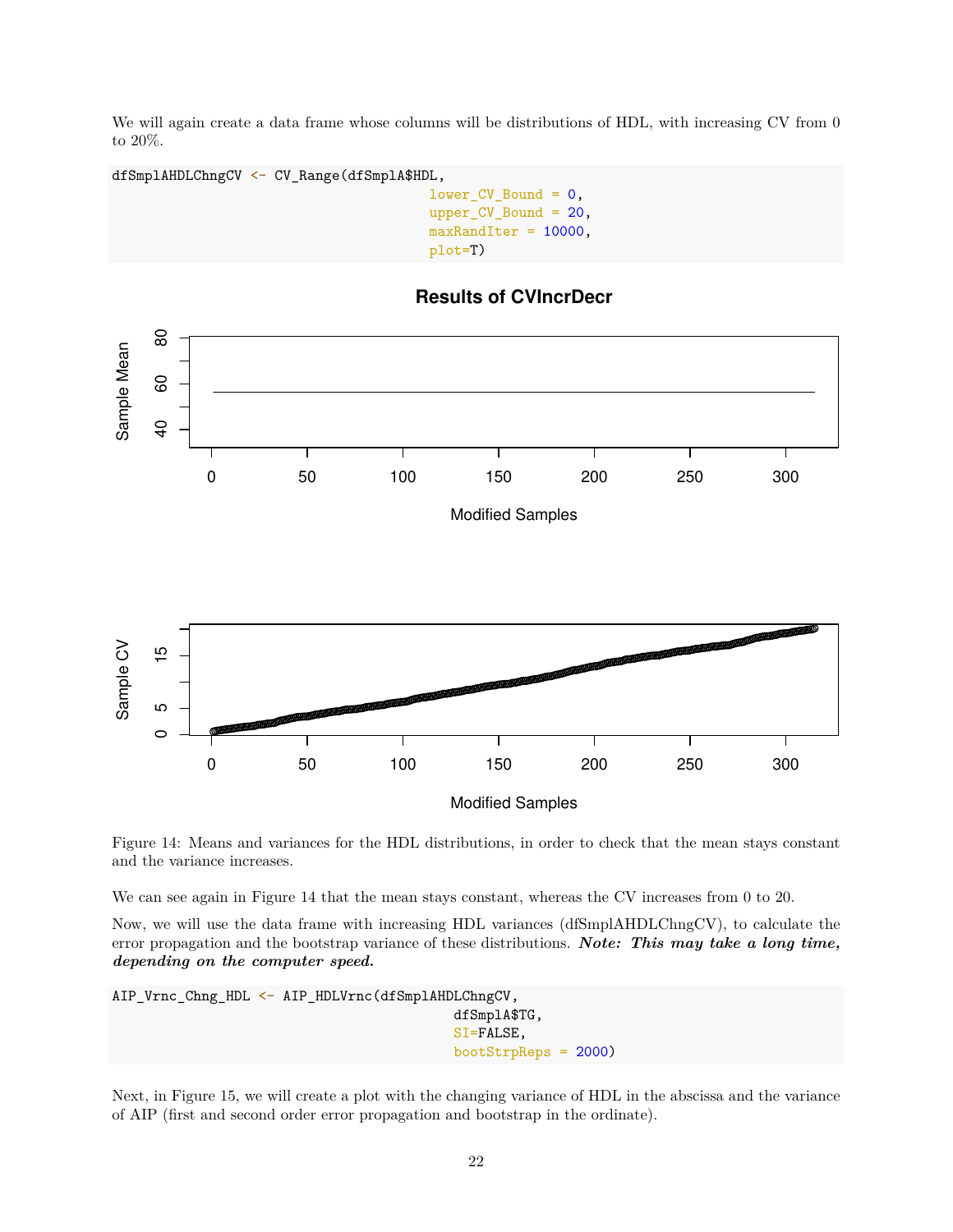We will again create a data frame whose columns will be distributions of HDL, with increasing CV from 0 to 20%.

```
dfSmplAHDLChngCV <- CV_Range(dfSmplA$HDL,
                             lower_CV_Bound = 0,
                             upper_CV_Bound = 20,
                             maxRandIter = 10000,
                             plot=T)
```

Results of CVIncrDecr

Sample Mean

40
60
80

0
50
100
150
200
250
300

Modified Samples

Sample CV

0
5
15

0
50
100
150
200
250
300

Modified Samples

Figure 14: Means and variances for the HDL distributions, in order to check that the mean stays constant and the variance increases.

We can see again in Figure 14 that the mean stays constant, whereas the CV increases from 0 to 20.

Now, we will use the data frame with increasing HDL variances (dfSmplAHDLChngCV), to calculate the error propagation and the bootstrap variance of these distributions. ***Note: This may take a long time, depending on the computer speed.***

```
AIP_Vrnc_Chng_HDL <- AIP_HDLVrnc(dfSmplAHDLChngCV,
                                 dfSmplA$TG,
                                 SI=FALSE,
                                 bootStrpReps = 2000)
```

Next, in Figure 15, we will create a plot with the changing variance of HDL in the abscissa and the variance of AIP (first and second order error propagation and bootstrap in the ordinate).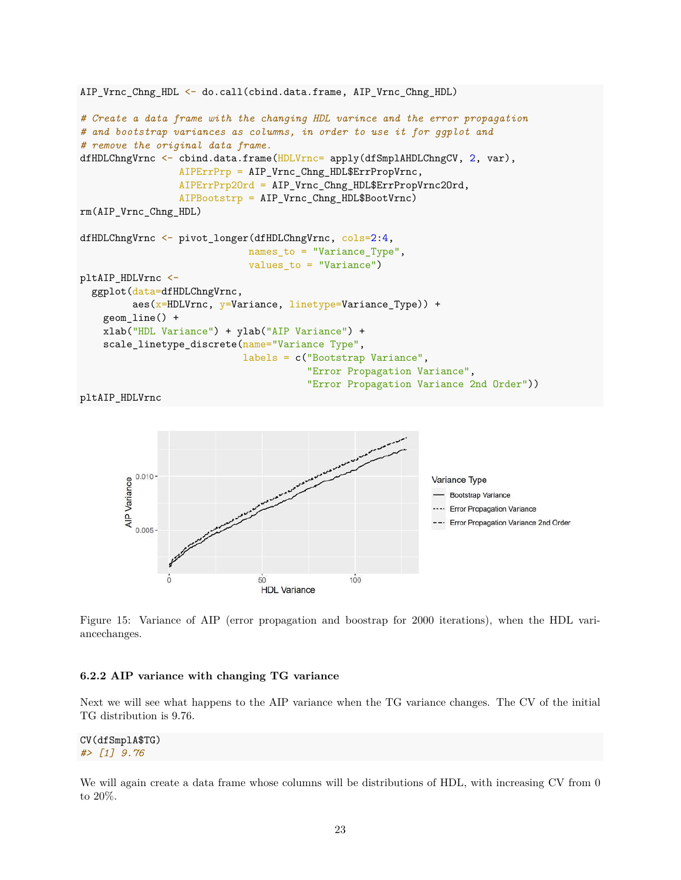```
AIP_Vrnc_Chng_HDL <- do.call(cbind.data.frame, AIP_Vrnc_Chng_HDL)

# Create a data frame with the changing HDL varince and the error propagation
# and bootstrap variances as columns, in order to use it for ggplot and
# remove the original data frame.
dfHDLChngVrnc <- cbind.data.frame(HDLVrnc= apply(dfSmplAHDLChngCV, 2, var),
                 AIPErrPrp = AIP_Vrnc_Chng_HDL$ErrPropVrnc,
                 AIPErrPrp2Ord = AIP_Vrnc_Chng_HDL$ErrPropVrnc2Ord,
                 AIPBootstrp = AIP_Vrnc_Chng_HDL$BootVrnc)
rm(AIP_Vrnc_Chng_HDL)

dfHDLChngVrnc <- pivot_longer(dfHDLChngVrnc, cols=2:4,
                              names_to = "Variance_Type",
                              values_to = "Variance")
pltAIP_HDLVrnc <-
  ggplot(data=dfHDLChngVrnc,
         aes(x=HDLVrnc, y=Variance, linetype=Variance_Type)) +
    geom_line() +
    xlab("HDL Variance") + ylab("AIP Variance") +
    scale_linetype_discrete(name="Variance Type",
                            labels = c("Bootstrap Variance",
                                       "Error Propagation Variance",
                                       "Error Propagation Variance 2nd Order"))
pltAIP_HDLVrnc
```

AIP Variance
0.010
0.005
0
50
100
HDL Variance

Variance Type
Bootstrap Variance
Error Propagation Variance
Error Propagation Variance 2nd Order

Figure 15: Variance of AIP (error propagation and boostrap for 2000 iterations), when the HDL variancechanges.

### 6.2.2 AIP variance with changing TG variance

Next we will see what happens to the AIP variance when the TG variance changes. The CV of the initial TG distribution is 9.76.

```
CV(dfSmplA$TG)
#> [1] 9.76
```

We will again create a data frame whose columns will be distributions of HDL, with increasing CV from 0 to 20%.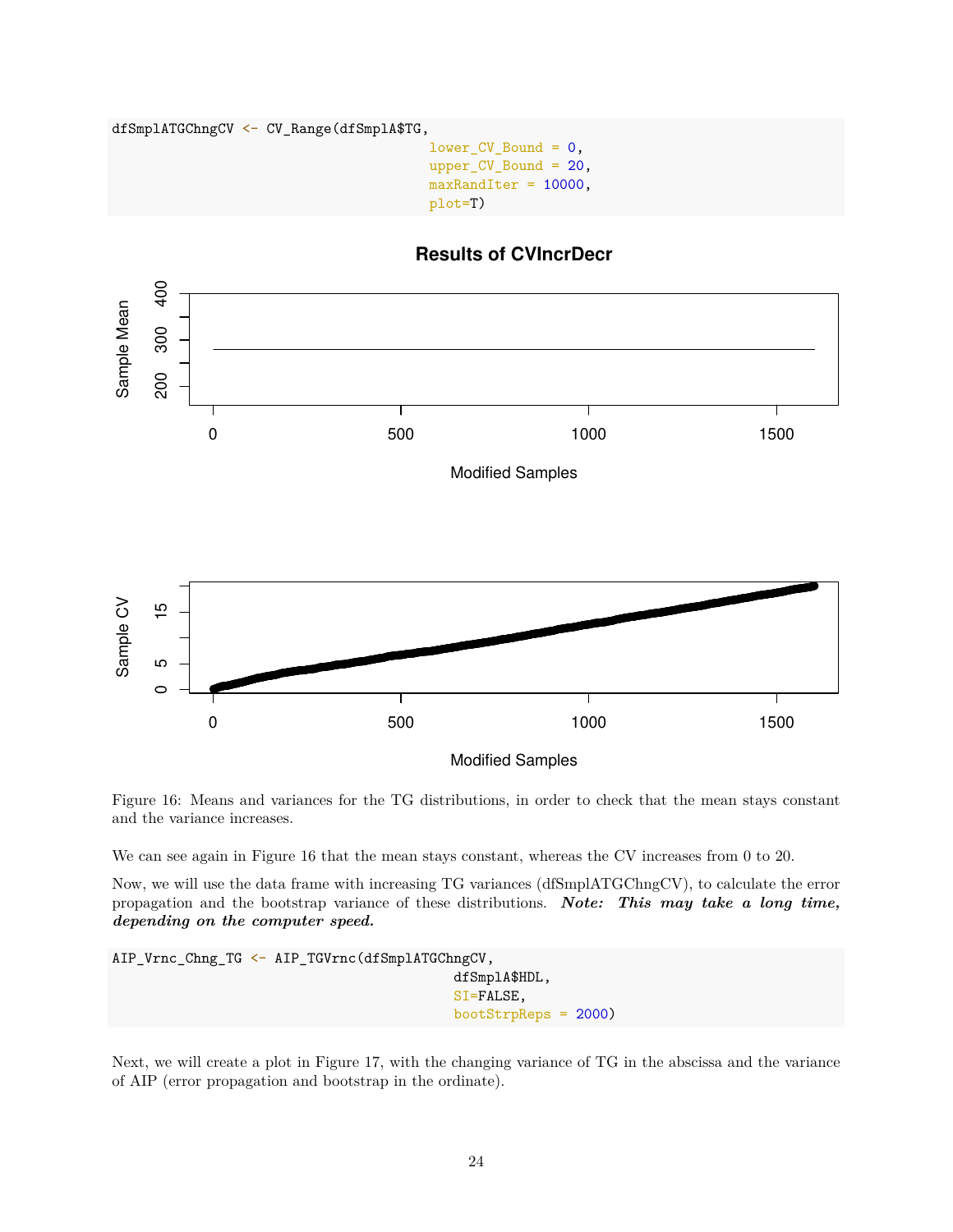```
dfSmplATGChngCV <- CV_Range(dfSmplA$TG,
                            lower_CV_Bound = 0,
                            upper_CV_Bound = 20,
                            maxRandIter = 10000,
                            plot=T)
```

Figure 16: Means and variances for the TG distributions, in order to check that the mean stays constant and the variance increases.

We can see again in Figure 16 that the mean stays constant, whereas the CV increases from 0 to 20.

Now, we will use the data frame with increasing TG variances (dfSmplATGChngCV), to calculate the error propagation and the bootstrap variance of these distributions. ***Note: This may take a long time, depending on the computer speed.***

```
AIP_Vrnc_Chng_TG <- AIP_TGVrnc(dfSmplATGChngCV,
                               dfSmplA$HDL,
                               SI=FALSE,
                               bootStrpReps = 2000)
```

Next, we will create a plot in Figure 17, with the changing variance of TG in the abscissa and the variance of AIP (error propagation and bootstrap in the ordinate).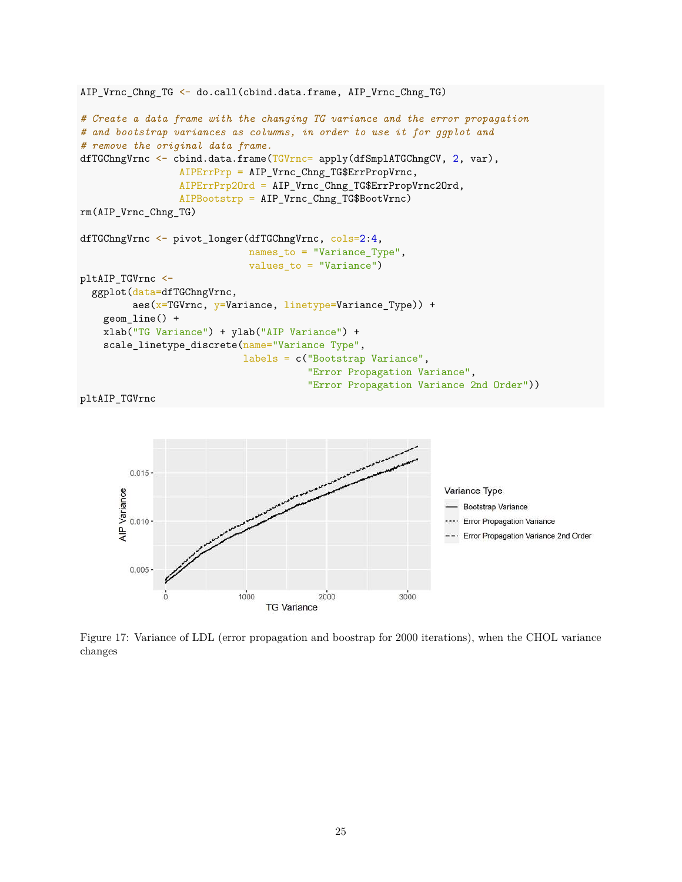```
AIP_Vrnc_Chng_TG <- do.call(cbind.data.frame, AIP_Vrnc_Chng_TG)

# Create a data frame with the changing TG variance and the error propagation
# and bootstrap variances as columns, in order to use it for ggplot and
# remove the original data frame.
dfTGChngVrnc <- cbind.data.frame(TGVrnc= apply(dfSmplATGChngCV, 2, var),
                 AIPErrPrp = AIP_Vrnc_Chng_TG$ErrPropVrnc,
                 AIPErrPrp2Ord = AIP_Vrnc_Chng_TG$ErrPropVrnc2Ord,
                 AIPBootstrp = AIP_Vrnc_Chng_TG$BootVrnc)
rm(AIP_Vrnc_Chng_TG)

dfTGChngVrnc <- pivot_longer(dfTGChngVrnc, cols=2:4,
                             names_to = "Variance_Type",
                             values_to = "Variance")
pltAIP_TGVrnc <-
  ggplot(data=dfTGChngVrnc,
         aes(x=TGVrnc, y=Variance, linetype=Variance_Type)) +
    geom_line() +
    xlab("TG Variance") + ylab("AIP Variance") +
    scale_linetype_discrete(name="Variance Type",
                            labels = c("Bootstrap Variance",
                                       "Error Propagation Variance",
                                       "Error Propagation Variance 2nd Order"))
pltAIP_TGVrnc
```

AIP Variance

0.015
0.010
0.005

0
1000
2000
3000

TG Variance

Variance Type

Bootstrap Variance
Error Propagation Variance
Error Propagation Variance 2nd Order

Figure 17: Variance of LDL (error propagation and boostrap for 2000 iterations), when the CHOL variance changes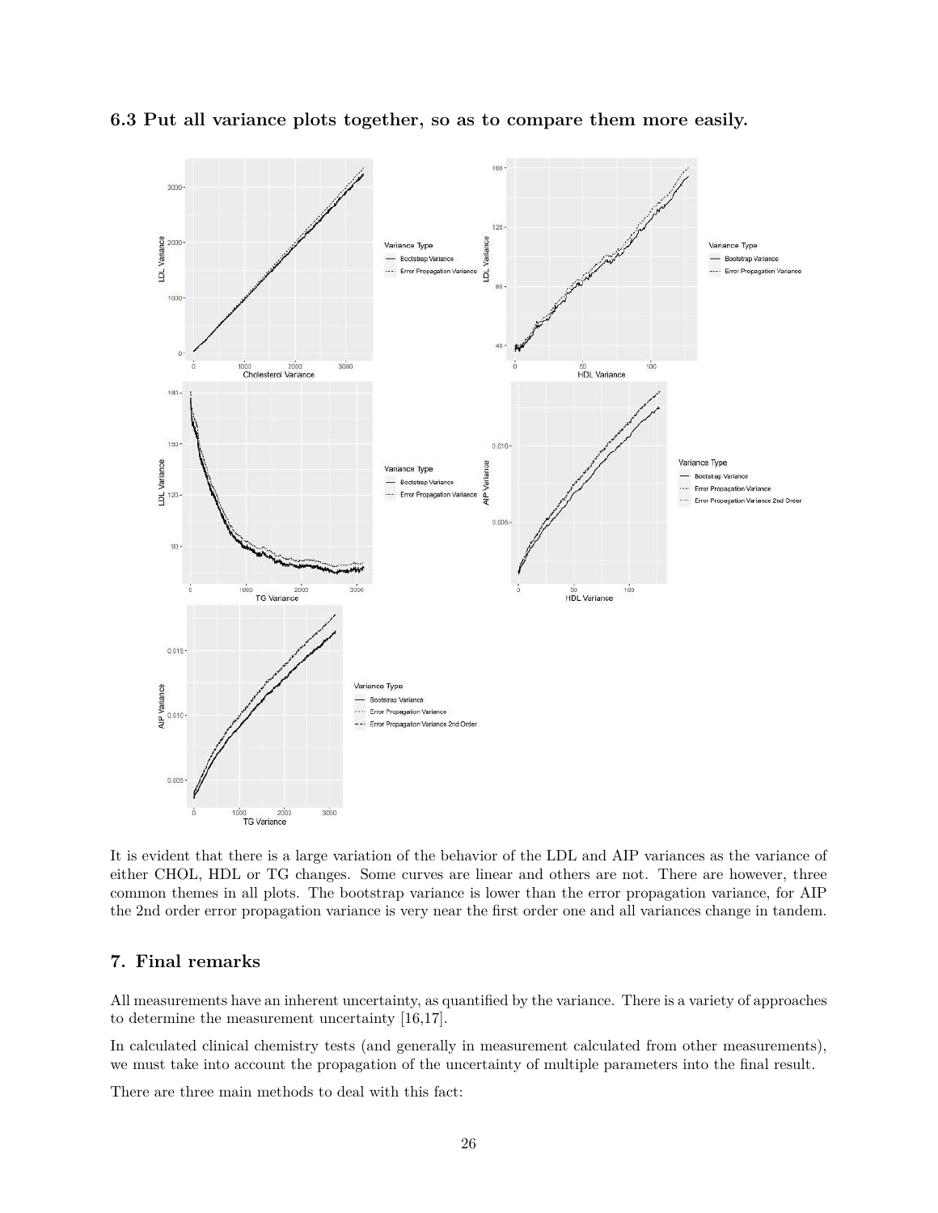### 6.3 Put all variance plots together, so as to compare them more easily.

3000
2000
1000
0
LDL Variance
0
1000
2000
3000
Cholesterol Variance
Variance Type
Bootstrap Variance
Error Propagation Variance

160
120
80
40
LDL Variance
0
50
100
HDL Variance
Variance Type
Bootstrap Variance
Error Propagation Variance

180
150
120
90
LDL Variance
0
1000
2000
3000
TG Variance
Variance Type
Bootstrap Variance
Error Propagation Variance

0.010
0.005
AIP Variance
0
50
100
HDL Variance
Variance Type
Bootstrap Variance
Error Propagation Variance
Error Propagation Variance 2nd Order

0.015
0.010
0.005
AIP Variance
0
1000
2000
3000
TG Variance
Variance Type
Bootstrap Variance
Error Propagation Variance
Error Propagation Variance 2nd Order

It is evident that there is a large variation of the behavior of the LDL and AIP variances as the variance of either CHOL, HDL or TG changes. Some curves are linear and others are not. There are however, three common themes in all plots. The bootstrap variance is lower than the error propagation variance, for AIP the 2nd order error propagation variance is very near the first order one and all variances change in tandem.

## 7. Final remarks

All measurements have an inherent uncertainty, as quantified by the variance. There is a variety of approaches to determine the measurement uncertainty [16,17].

In calculated clinical chemistry tests (and generally in measurement calculated from other measurements), we must take into account the propagation of the uncertainty of multiple parameters into the final result.

There are three main methods to deal with this fact: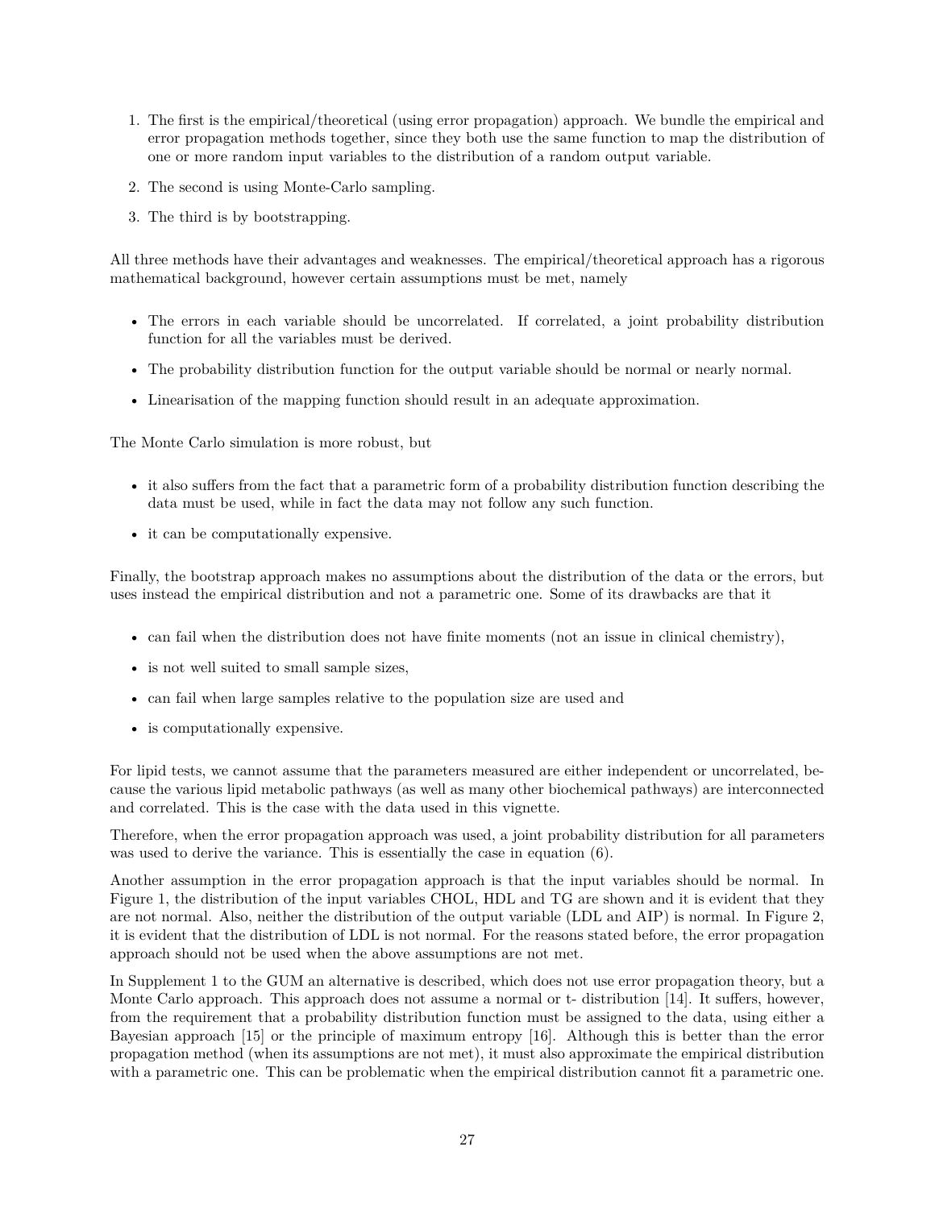1. The first is the empirical/theoretical (using error propagation) approach. We bundle the empirical and error propagation methods together, since they both use the same function to map the distribution of one or more random input variables to the distribution of a random output variable.

2. The second is using Monte-Carlo sampling.

3. The third is by bootstrapping.

All three methods have their advantages and weaknesses. The empirical/theoretical approach has a rigorous mathematical background, however certain assumptions must be met, namely

- The errors in each variable should be uncorrelated. If correlated, a joint probability distribution function for all the variables must be derived.
- The probability distribution function for the output variable should be normal or nearly normal.
- Linearisation of the mapping function should result in an adequate approximation.

The Monte Carlo simulation is more robust, but

- it also suffers from the fact that a parametric form of a probability distribution function describing the data must be used, while in fact the data may not follow any such function.
- it can be computationally expensive.

Finally, the bootstrap approach makes no assumptions about the distribution of the data or the errors, but uses instead the empirical distribution and not a parametric one. Some of its drawbacks are that it

- can fail when the distribution does not have finite moments (not an issue in clinical chemistry),
- is not well suited to small sample sizes,
- can fail when large samples relative to the population size are used and
- is computationally expensive.

For lipid tests, we cannot assume that the parameters measured are either independent or uncorrelated, because the various lipid metabolic pathways (as well as many other biochemical pathways) are interconnected and correlated. This is the case with the data used in this vignette.

Therefore, when the error propagation approach was used, a joint probability distribution for all parameters was used to derive the variance. This is essentially the case in equation (6).

Another assumption in the error propagation approach is that the input variables should be normal. In Figure 1, the distribution of the input variables CHOL, HDL and TG are shown and it is evident that they are not normal. Also, neither the distribution of the output variable (LDL and AIP) is normal. In Figure 2, it is evident that the distribution of LDL is not normal. For the reasons stated before, the error propagation approach should not be used when the above assumptions are not met.

In Supplement 1 to the GUM an alternative is described, which does not use error propagation theory, but a Monte Carlo approach. This approach does not assume a normal or t- distribution [14]. It suffers, however, from the requirement that a probability distribution function must be assigned to the data, using either a Bayesian approach [15] or the principle of maximum entropy [16]. Although this is better than the error propagation method (when its assumptions are not met), it must also approximate the empirical distribution with a parametric one. This can be problematic when the empirical distribution cannot fit a parametric one.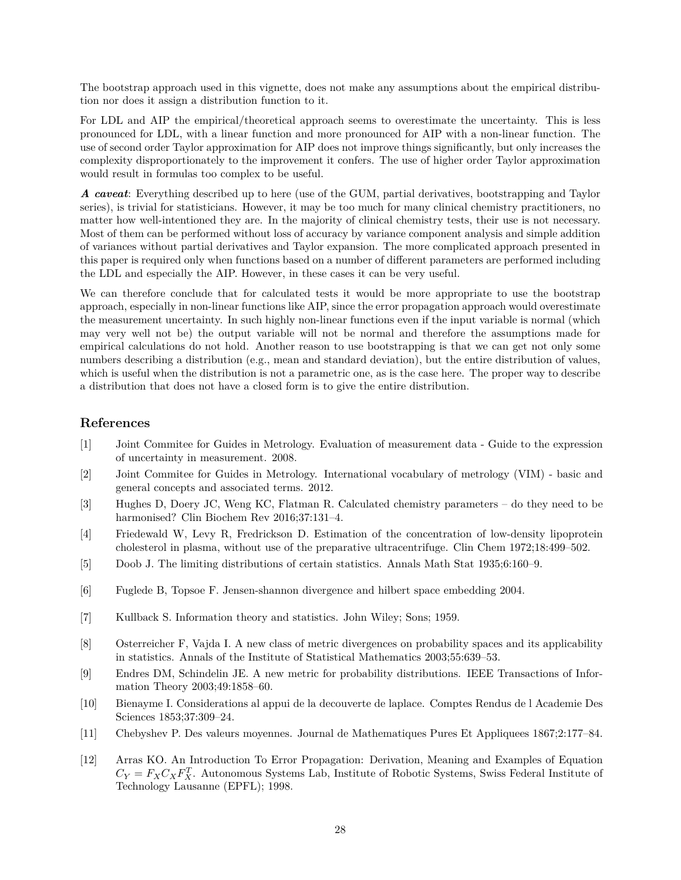The bootstrap approach used in this vignette, does not make any assumptions about the empirical distribution nor does it assign a distribution function to it.

For LDL and AIP the empirical/theoretical approach seems to overestimate the uncertainty. This is less pronounced for LDL, with a linear function and more pronounced for AIP with a non-linear function. The use of second order Taylor approximation for AIP does not improve things significantly, but only increases the complexity disproportionately to the improvement it confers. The use of higher order Taylor approximation would result in formulas too complex to be useful.

***A caveat***: Everything described up to here (use of the GUM, partial derivatives, bootstrapping and Taylor series), is trivial for statisticians. However, it may be too much for many clinical chemistry practitioners, no matter how well-intentioned they are. In the majority of clinical chemistry tests, their use is not necessary. Most of them can be performed without loss of accuracy by variance component analysis and simple addition of variances without partial derivatives and Taylor expansion. The more complicated approach presented in this paper is required only when functions based on a number of different parameters are performed including the LDL and especially the AIP. However, in these cases it can be very useful.

We can therefore conclude that for calculated tests it would be more appropriate to use the bootstrap approach, especially in non-linear functions like AIP, since the error propagation approach would overestimate the measurement uncertainty. In such highly non-linear functions even if the input variable is normal (which may very well not be) the output variable will not be normal and therefore the assumptions made for empirical calculations do not hold. Another reason to use bootstrapping is that we can get not only some numbers describing a distribution (e.g., mean and standard deviation), but the entire distribution of values, which is useful when the distribution is not a parametric one, as is the case here. The proper way to describe a distribution that does not have a closed form is to give the entire distribution.

## References

[1] Joint Commitee for Guides in Metrology. Evaluation of measurement data - Guide to the expression of uncertainty in measurement. 2008.

[2] Joint Commitee for Guides in Metrology. International vocabulary of metrology (VIM) - basic and general concepts and associated terms. 2012.

[3] Hughes D, Doery JC, Weng KC, Flatman R. Calculated chemistry parameters – do they need to be harmonised? Clin Biochem Rev 2016;37:131–4.

[4] Friedewald W, Levy R, Fredrickson D. Estimation of the concentration of low-density lipoprotein cholesterol in plasma, without use of the preparative ultracentrifuge. Clin Chem 1972;18:499–502.

[5] Doob J. The limiting distributions of certain statistics. Annals Math Stat 1935;6:160–9.

[6] Fuglede B, Topsoe F. Jensen-shannon divergence and hilbert space embedding 2004.

[7] Kullback S. Information theory and statistics. John Wiley; Sons; 1959.

[8] Osterreicher F, Vajda I. A new class of metric divergences on probability spaces and its applicability in statistics. Annals of the Institute of Statistical Mathematics 2003;55:639–53.

[9] Endres DM, Schindelin JE. A new metric for probability distributions. IEEE Transactions of Information Theory 2003;49:1858–60.

[10] Bienayme I. Considerations al appui de la decouverte de laplace. Comptes Rendus de l Academie Des Sciences 1853;37:309–24.

[11] Chebyshev P. Des valeurs moyennes. Journal de Mathematiques Pures Et Appliquees 1867;2:177–84.

[12] Arras KO. An Introduction To Error Propagation: Derivation, Meaning and Examples of Equation $C_Y = F_X C_X F_X^T$. Autonomous Systems Lab, Institute of Robotic Systems, Swiss Federal Institute of Technology Lausanne (EPFL); 1998.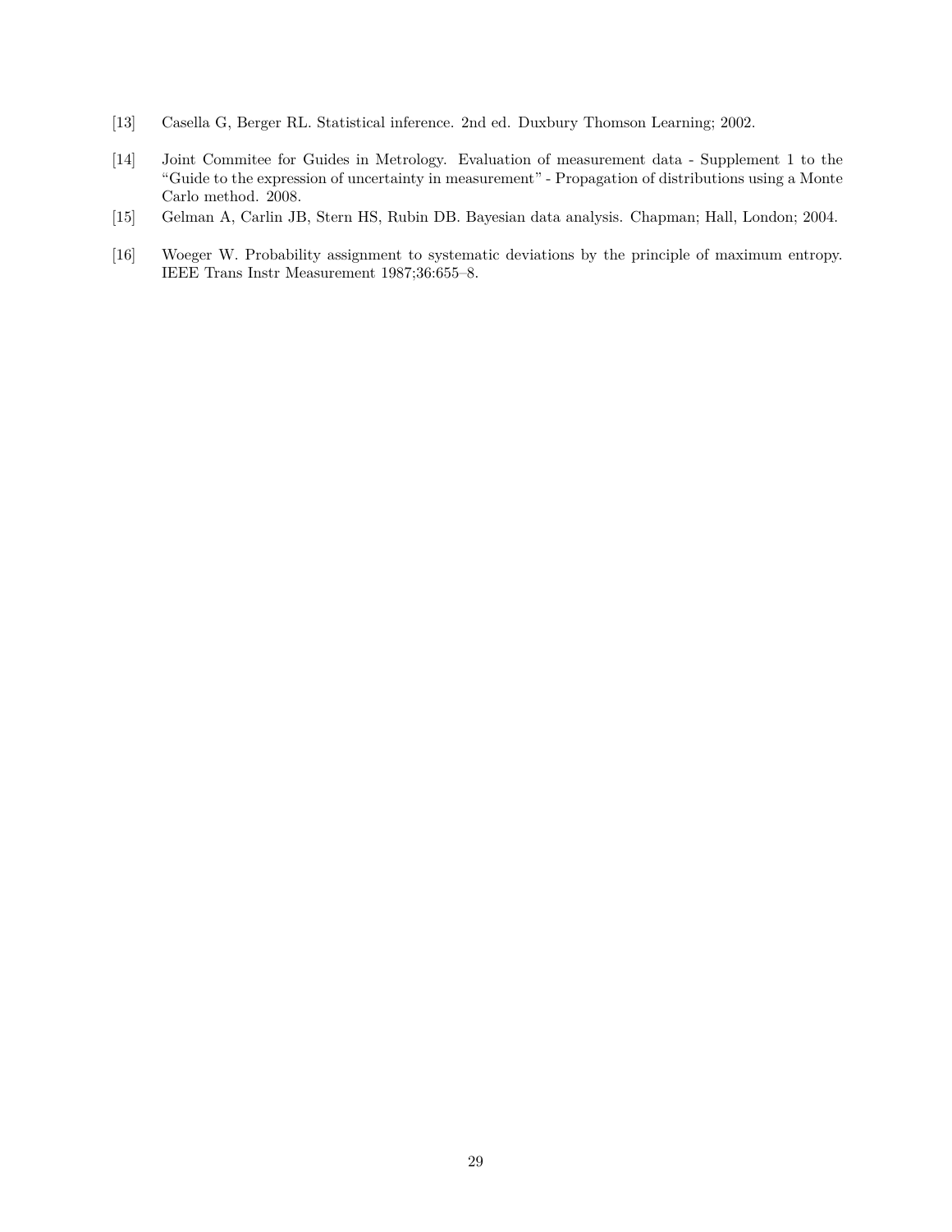[13] Casella G, Berger RL. Statistical inference. 2nd ed. Duxbury Thomson Learning; 2002.

[14] Joint Commitee for Guides in Metrology. Evaluation of measurement data - Supplement 1 to the "Guide to the expression of uncertainty in measurement" - Propagation of distributions using a Monte Carlo method. 2008.

[15] Gelman A, Carlin JB, Stern HS, Rubin DB. Bayesian data analysis. Chapman; Hall, London; 2004.

[16] Woeger W. Probability assignment to systematic deviations by the principle of maximum entropy. IEEE Trans Instr Measurement 1987;36:655–8.